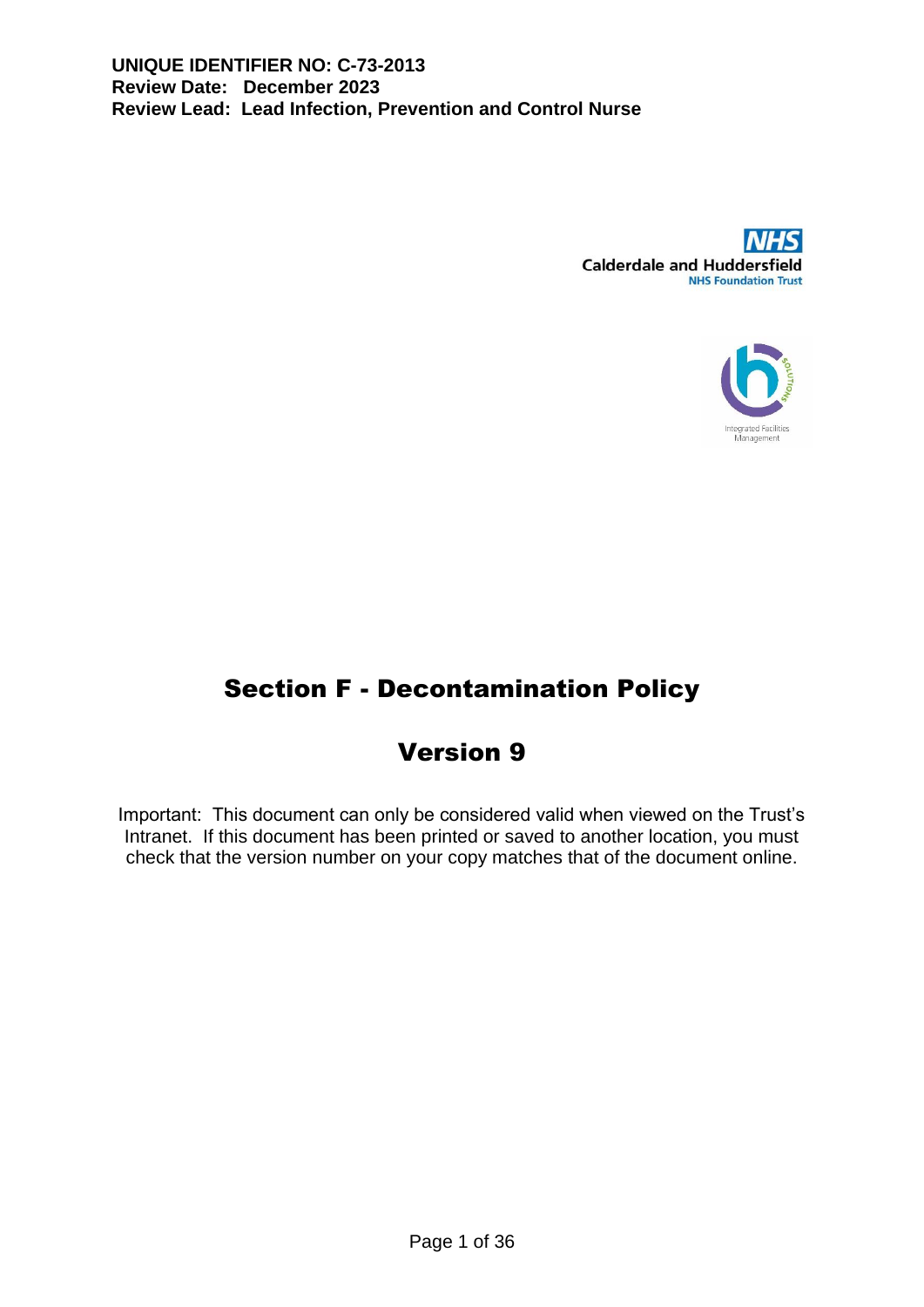**UNIQUE IDENTIFIER NO: C-73-2013**
**Review Date: December 2023**
**Review Lead: Lead Infection, Prevention and Control Nurse**

Calderdale and Huddersfield NHS Foundation Trust

Integrated Facilities Management

# Section F - Decontamination Policy

## Version 9

Important: This document can only be considered valid when viewed on the Trust's Intranet. If this document has been printed or saved to another location, you must check that the version number on your copy matches that of the document online.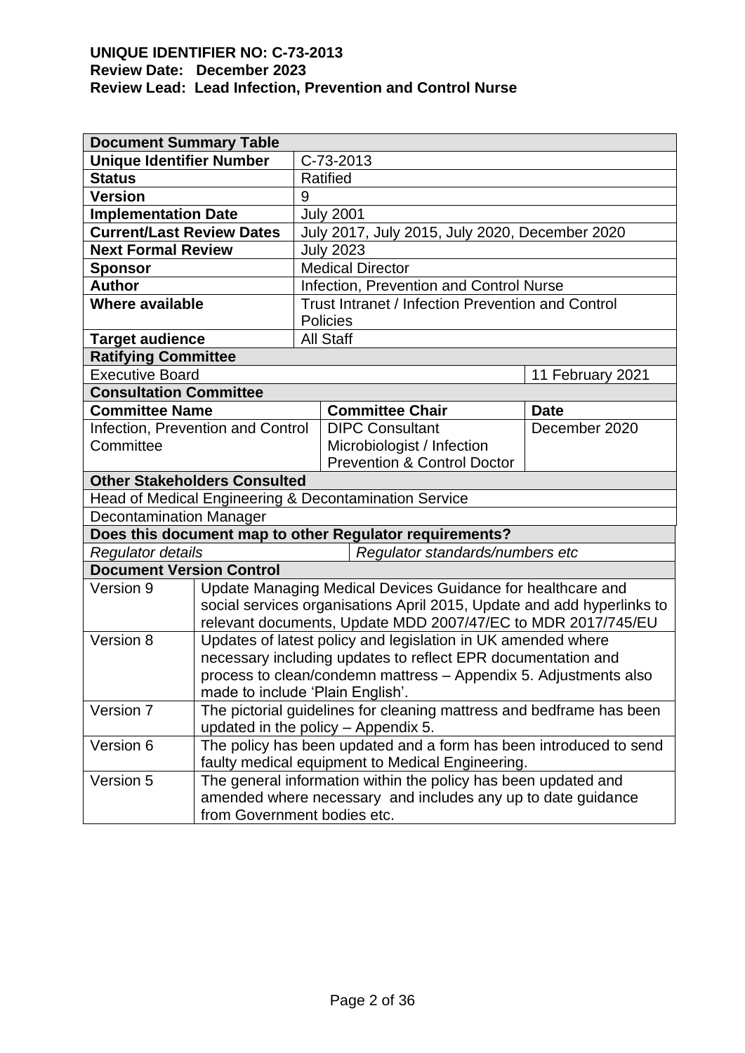**UNIQUE IDENTIFIER NO: C-73-2013**
**Review Date: December 2023**
**Review Lead: Lead Infection, Prevention and Control Nurse**

| **Document Summary Table** | | | |
|---|---|---|---|
| **Unique Identifier Number** | C-73-2013 | | |
| **Status** | Ratified | | |
| **Version** | 9 | | |
| **Implementation Date** | July 2001 | | |
| **Current/Last Review Dates** | July 2017, July 2015, July 2020, December 2020 | | |
| **Next Formal Review** | July 2023 | | |
| **Sponsor** | Medical Director | | |
| **Author** | Infection, Prevention and Control Nurse | | |
| **Where available** | Trust Intranet / Infection Prevention and Control Policies | | |
| **Target audience** | All Staff | | |
| **Ratifying Committee** | | | |
| Executive Board | | | 11 February 2021 |
| **Consultation Committee** | | | |
| **Committee Name** | | **Committee Chair** | **Date** |
| Infection, Prevention and Control Committee | | DIPC Consultant Microbiologist / Infection Prevention & Control Doctor | December 2020 |
| **Other Stakeholders Consulted** | | | |
| Head of Medical Engineering & Decontamination Service | | | |
| Decontamination Manager | | | |
| **Does this document map to other Regulator requirements?** | | | |
| *Regulator details* | | *Regulator standards/numbers etc* | |
| **Document Version Control** | | | |
| Version 9 | Update Managing Medical Devices Guidance for healthcare and social services organisations April 2015, Update and add hyperlinks to relevant documents, Update MDD 2007/47/EC to MDR 2017/745/EU | | |
| Version 8 | Updates of latest policy and legislation in UK amended where necessary including updates to reflect EPR documentation and process to clean/condemn mattress – Appendix 5. Adjustments also made to include 'Plain English'. | | |
| Version 7 | The pictorial guidelines for cleaning mattress and bedframe has been updated in the policy – Appendix 5. | | |
| Version 6 | The policy has been updated and a form has been introduced to send faulty medical equipment to Medical Engineering. | | |
| Version 5 | The general information within the policy has been updated and amended where necessary and includes any up to date guidance from Government bodies etc. | | |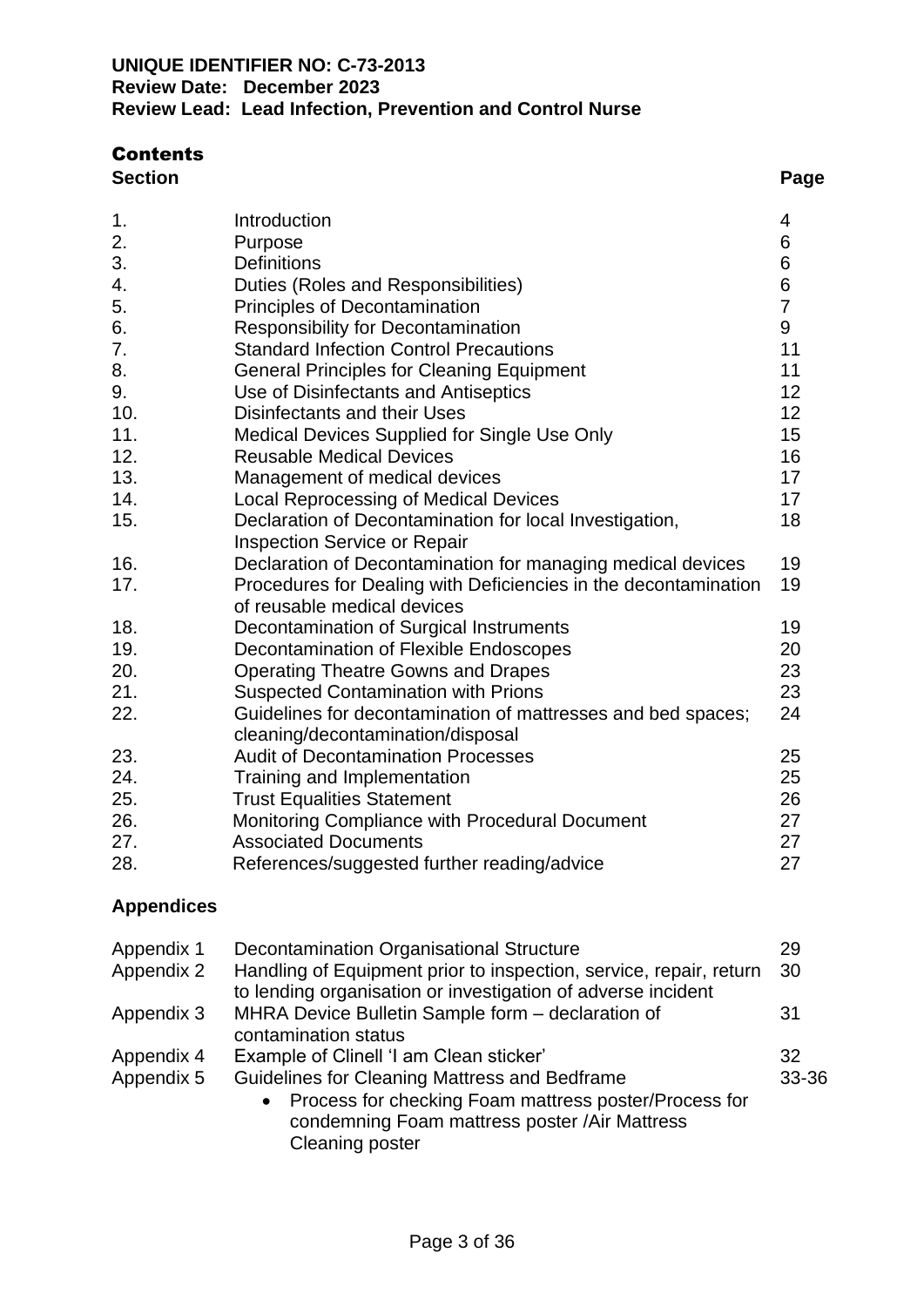**UNIQUE IDENTIFIER NO: C-73-2013**
**Review Date: December 2023**
**Review Lead: Lead Infection, Prevention and Control Nurse**

# Contents

| Section | | Page |
|---|---|---|
| 1. | Introduction | 4 |
| 2. | Purpose | 6 |
| 3. | Definitions | 6 |
| 4. | Duties (Roles and Responsibilities) | 6 |
| 5. | Principles of Decontamination | 7 |
| 6. | Responsibility for Decontamination | 9 |
| 7. | Standard Infection Control Precautions | 11 |
| 8. | General Principles for Cleaning Equipment | 11 |
| 9. | Use of Disinfectants and Antiseptics | 12 |
| 10. | Disinfectants and their Uses | 12 |
| 11. | Medical Devices Supplied for Single Use Only | 15 |
| 12. | Reusable Medical Devices | 16 |
| 13. | Management of medical devices | 17 |
| 14. | Local Reprocessing of Medical Devices | 17 |
| 15. | Declaration of Decontamination for local Investigation, Inspection Service or Repair | 18 |
| 16. | Declaration of Decontamination for managing medical devices | 19 |
| 17. | Procedures for Dealing with Deficiencies in the decontamination of reusable medical devices | 19 |
| 18. | Decontamination of Surgical Instruments | 19 |
| 19. | Decontamination of Flexible Endoscopes | 20 |
| 20. | Operating Theatre Gowns and Drapes | 23 |
| 21. | Suspected Contamination with Prions | 23 |
| 22. | Guidelines for decontamination of mattresses and bed spaces; cleaning/decontamination/disposal | 24 |
| 23. | Audit of Decontamination Processes | 25 |
| 24. | Training and Implementation | 25 |
| 25. | Trust Equalities Statement | 26 |
| 26. | Monitoring Compliance with Procedural Document | 27 |
| 27. | Associated Documents | 27 |
| 28. | References/suggested further reading/advice | 27 |

## Appendices

| | | |
|---|---|---|
| Appendix 1 | Decontamination Organisational Structure | 29 |
| Appendix 2 | Handling of Equipment prior to inspection, service, repair, return to lending organisation or investigation of adverse incident | 30 |
| Appendix 3 | MHRA Device Bulletin Sample form – declaration of contamination status | 31 |
| Appendix 4 | Example of Clinell 'I am Clean sticker' | 32 |
| Appendix 5 | Guidelines for Cleaning Mattress and Bedframe<br>• Process for checking Foam mattress poster/Process for condemning Foam mattress poster /Air Mattress Cleaning poster | 33-36 |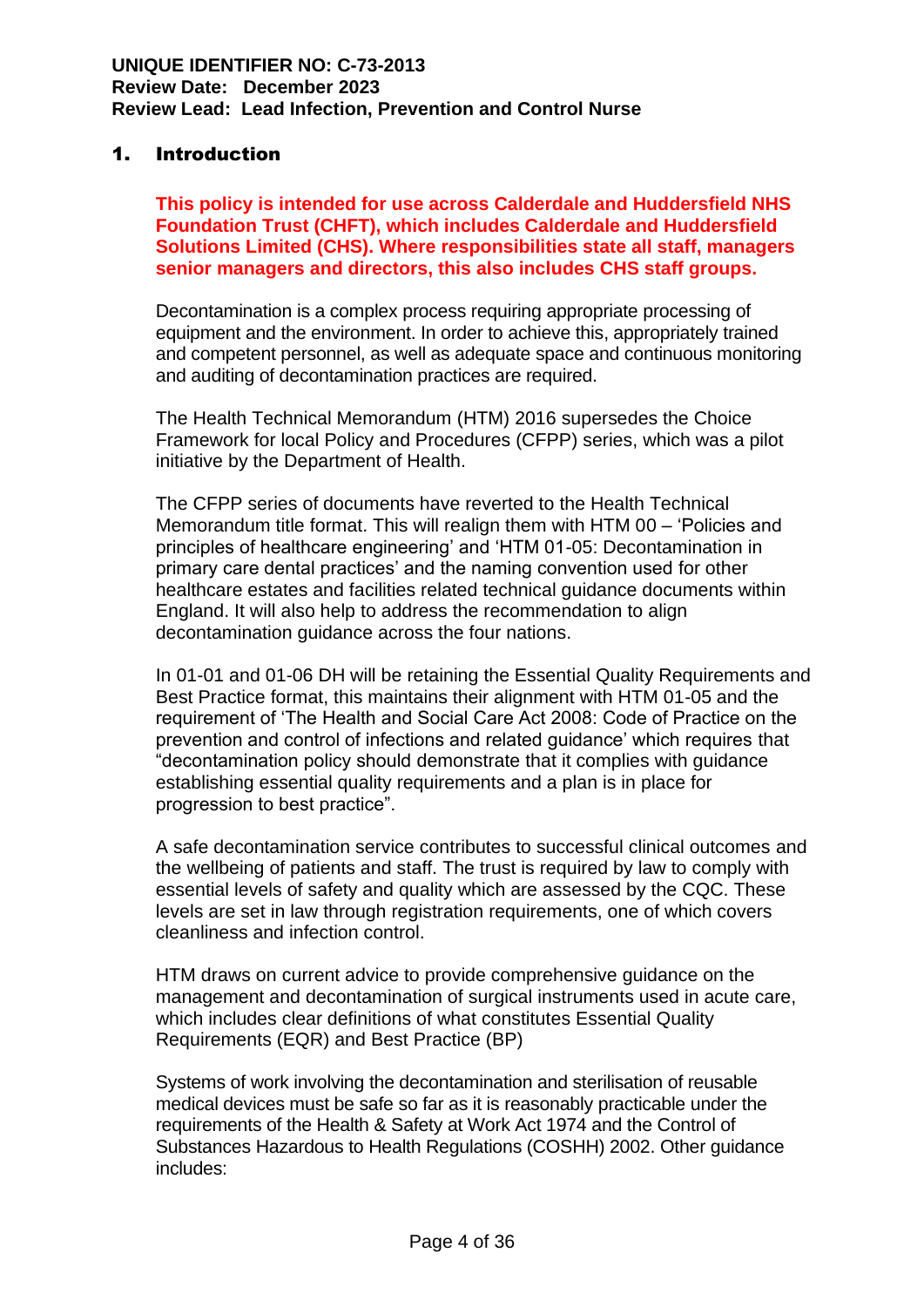**UNIQUE IDENTIFIER NO: C-73-2013**
**Review Date: December 2023**
**Review Lead: Lead Infection, Prevention and Control Nurse**

## 1. Introduction

**This policy is intended for use across Calderdale and Huddersfield NHS Foundation Trust (CHFT), which includes Calderdale and Huddersfield Solutions Limited (CHS). Where responsibilities state all staff, managers senior managers and directors, this also includes CHS staff groups.**

Decontamination is a complex process requiring appropriate processing of equipment and the environment. In order to achieve this, appropriately trained and competent personnel, as well as adequate space and continuous monitoring and auditing of decontamination practices are required.

The Health Technical Memorandum (HTM) 2016 supersedes the Choice Framework for local Policy and Procedures (CFPP) series, which was a pilot initiative by the Department of Health.

The CFPP series of documents have reverted to the Health Technical Memorandum title format. This will realign them with HTM 00 – 'Policies and principles of healthcare engineering' and 'HTM 01-05: Decontamination in primary care dental practices' and the naming convention used for other healthcare estates and facilities related technical guidance documents within England. It will also help to address the recommendation to align decontamination guidance across the four nations.

In 01-01 and 01-06 DH will be retaining the Essential Quality Requirements and Best Practice format, this maintains their alignment with HTM 01-05 and the requirement of 'The Health and Social Care Act 2008: Code of Practice on the prevention and control of infections and related guidance' which requires that "decontamination policy should demonstrate that it complies with guidance establishing essential quality requirements and a plan is in place for progression to best practice".

A safe decontamination service contributes to successful clinical outcomes and the wellbeing of patients and staff. The trust is required by law to comply with essential levels of safety and quality which are assessed by the CQC. These levels are set in law through registration requirements, one of which covers cleanliness and infection control.

HTM draws on current advice to provide comprehensive guidance on the management and decontamination of surgical instruments used in acute care, which includes clear definitions of what constitutes Essential Quality Requirements (EQR) and Best Practice (BP)

Systems of work involving the decontamination and sterilisation of reusable medical devices must be safe so far as it is reasonably practicable under the requirements of the Health & Safety at Work Act 1974 and the Control of Substances Hazardous to Health Regulations (COSHH) 2002. Other guidance includes: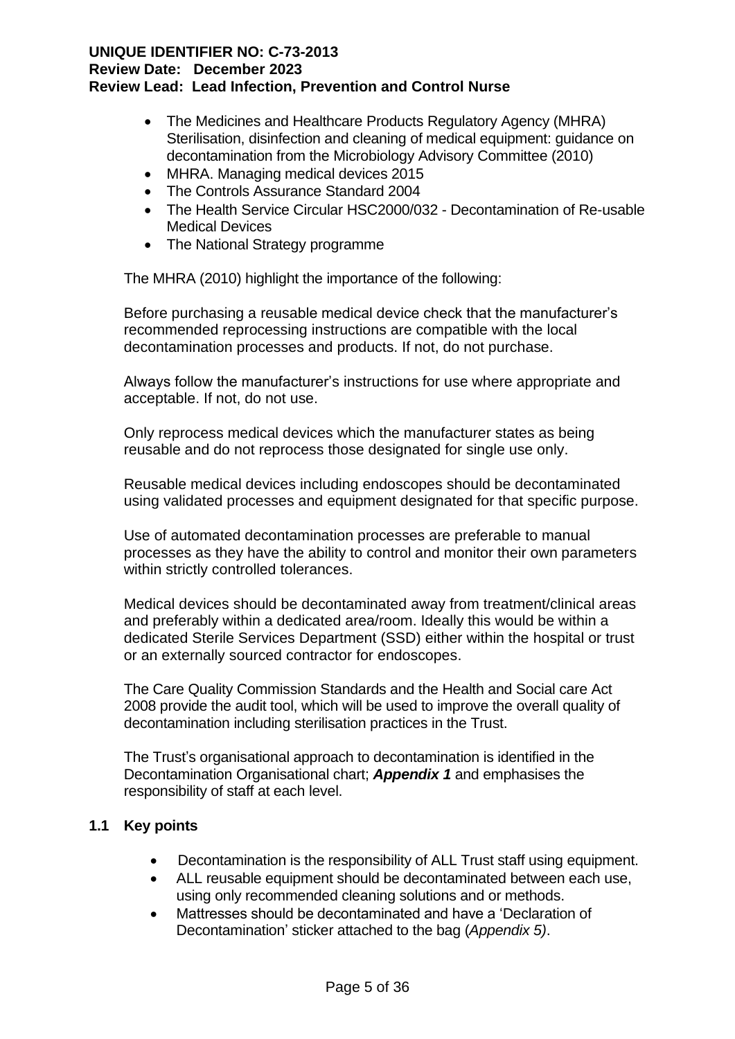- The Medicines and Healthcare Products Regulatory Agency (MHRA) Sterilisation, disinfection and cleaning of medical equipment: guidance on decontamination from the Microbiology Advisory Committee (2010)
- MHRA. Managing medical devices 2015
- The Controls Assurance Standard 2004
- The Health Service Circular HSC2000/032 - Decontamination of Re-usable Medical Devices
- The National Strategy programme

The MHRA (2010) highlight the importance of the following:

Before purchasing a reusable medical device check that the manufacturer's recommended reprocessing instructions are compatible with the local decontamination processes and products. If not, do not purchase.

Always follow the manufacturer's instructions for use where appropriate and acceptable. If not, do not use.

Only reprocess medical devices which the manufacturer states as being reusable and do not reprocess those designated for single use only.

Reusable medical devices including endoscopes should be decontaminated using validated processes and equipment designated for that specific purpose.

Use of automated decontamination processes are preferable to manual processes as they have the ability to control and monitor their own parameters within strictly controlled tolerances.

Medical devices should be decontaminated away from treatment/clinical areas and preferably within a dedicated area/room. Ideally this would be within a dedicated Sterile Services Department (SSD) either within the hospital or trust or an externally sourced contractor for endoscopes.

The Care Quality Commission Standards and the Health and Social care Act 2008 provide the audit tool, which will be used to improve the overall quality of decontamination including sterilisation practices in the Trust.

The Trust's organisational approach to decontamination is identified in the Decontamination Organisational chart; ***Appendix 1*** and emphasises the responsibility of staff at each level.

## 1.1 Key points

- Decontamination is the responsibility of ALL Trust staff using equipment.
- ALL reusable equipment should be decontaminated between each use, using only recommended cleaning solutions and or methods.
- Mattresses should be decontaminated and have a 'Declaration of Decontamination' sticker attached to the bag (*Appendix 5)*.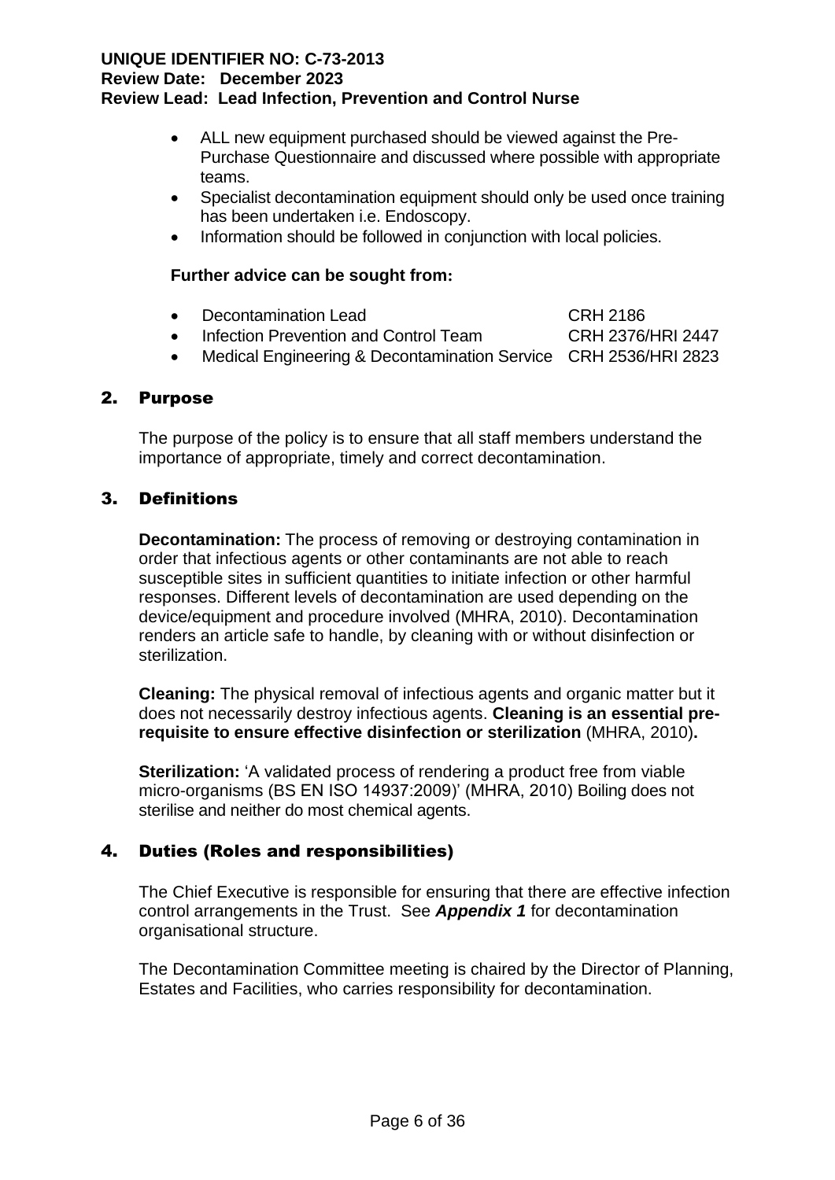- ALL new equipment purchased should be viewed against the Pre-Purchase Questionnaire and discussed where possible with appropriate teams.
- Specialist decontamination equipment should only be used once training has been undertaken i.e. Endoscopy.
- Information should be followed in conjunction with local policies.

**Further advice can be sought from:**

- Decontamination Lead — CRH 2186
- Infection Prevention and Control Team — CRH 2376/HRI 2447
- Medical Engineering & Decontamination Service — CRH 2536/HRI 2823

## 2. Purpose

The purpose of the policy is to ensure that all staff members understand the importance of appropriate, timely and correct decontamination.

## 3. Definitions

**Decontamination:** The process of removing or destroying contamination in order that infectious agents or other contaminants are not able to reach susceptible sites in sufficient quantities to initiate infection or other harmful responses. Different levels of decontamination are used depending on the device/equipment and procedure involved (MHRA, 2010). Decontamination renders an article safe to handle, by cleaning with or without disinfection or sterilization.

**Cleaning:** The physical removal of infectious agents and organic matter but it does not necessarily destroy infectious agents. **Cleaning is an essential pre-requisite to ensure effective disinfection or sterilization** (MHRA, 2010)**.**

**Sterilization:** 'A validated process of rendering a product free from viable micro-organisms (BS EN ISO 14937:2009)' (MHRA, 2010) Boiling does not sterilise and neither do most chemical agents.

## 4. Duties (Roles and responsibilities)

The Chief Executive is responsible for ensuring that there are effective infection control arrangements in the Trust. See ***Appendix 1*** for decontamination organisational structure.

The Decontamination Committee meeting is chaired by the Director of Planning, Estates and Facilities, who carries responsibility for decontamination.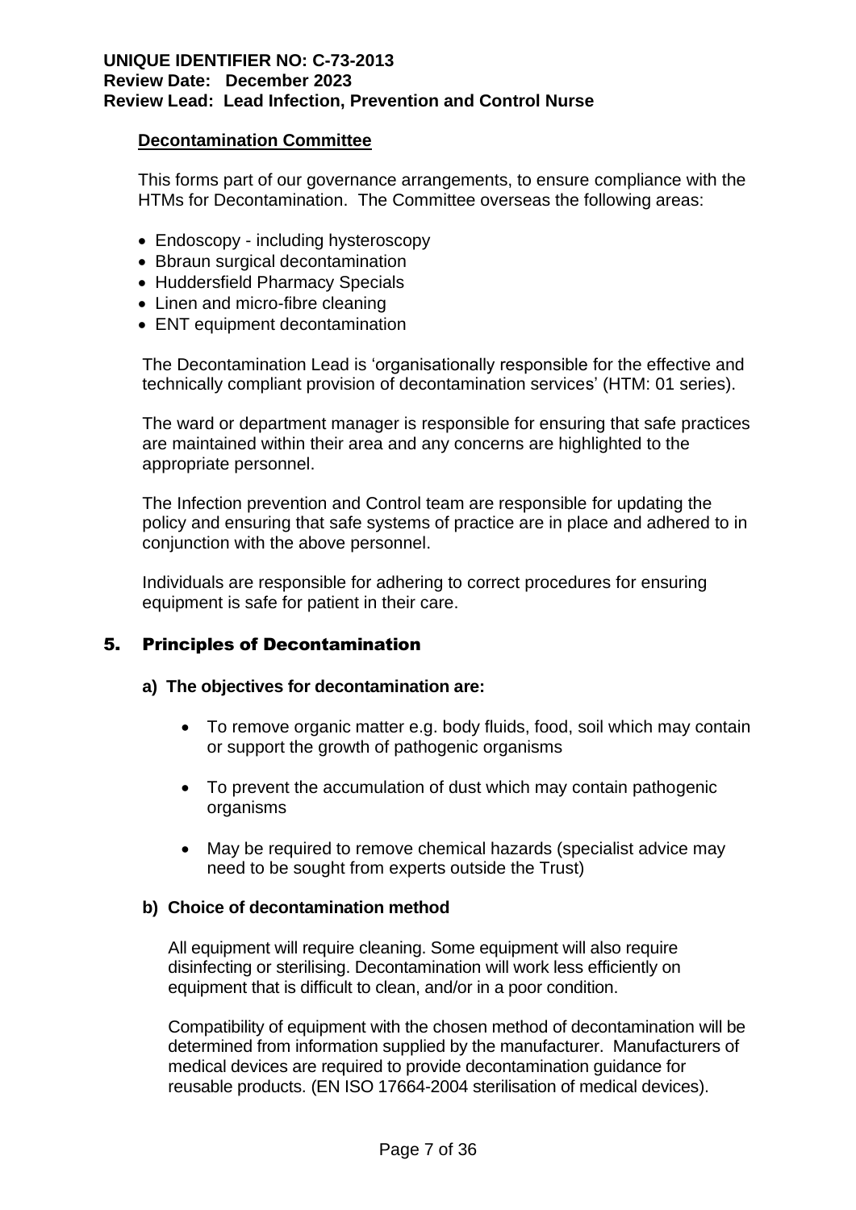#### Decontamination Committee

This forms part of our governance arrangements, to ensure compliance with the HTMs for Decontamination. The Committee overseas the following areas:

- Endoscopy - including hysteroscopy
- Bbraun surgical decontamination
- Huddersfield Pharmacy Specials
- Linen and micro-fibre cleaning
- ENT equipment decontamination

The Decontamination Lead is 'organisationally responsible for the effective and technically compliant provision of decontamination services' (HTM: 01 series).

The ward or department manager is responsible for ensuring that safe practices are maintained within their area and any concerns are highlighted to the appropriate personnel.

The Infection prevention and Control team are responsible for updating the policy and ensuring that safe systems of practice are in place and adhered to in conjunction with the above personnel.

Individuals are responsible for adhering to correct procedures for ensuring equipment is safe for patient in their care.

## 5. Principles of Decontamination

### a) The objectives for decontamination are:

- To remove organic matter e.g. body fluids, food, soil which may contain or support the growth of pathogenic organisms
- To prevent the accumulation of dust which may contain pathogenic organisms
- May be required to remove chemical hazards (specialist advice may need to be sought from experts outside the Trust)

### b) Choice of decontamination method

All equipment will require cleaning. Some equipment will also require disinfecting or sterilising. Decontamination will work less efficiently on equipment that is difficult to clean, and/or in a poor condition.

Compatibility of equipment with the chosen method of decontamination will be determined from information supplied by the manufacturer. Manufacturers of medical devices are required to provide decontamination guidance for reusable products. (EN ISO 17664-2004 sterilisation of medical devices).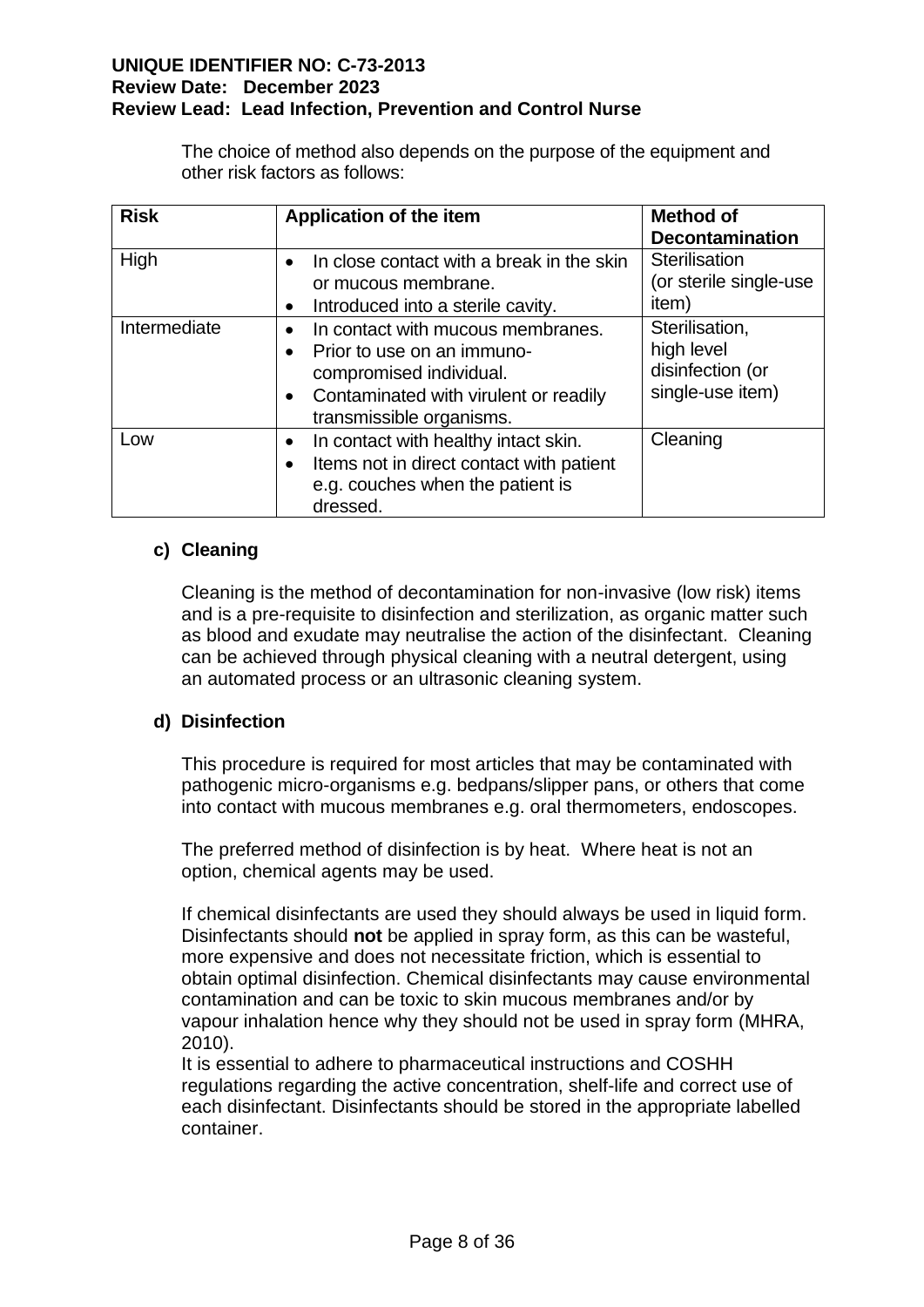The choice of method also depends on the purpose of the equipment and other risk factors as follows:

| Risk | Application of the item | Method of Decontamination |
|---|---|---|
| High | • In close contact with a break in the skin or mucous membrane.<br>• Introduced into a sterile cavity. | Sterilisation (or sterile single-use item) |
| Intermediate | • In contact with mucous membranes.<br>• Prior to use on an immuno-compromised individual.<br>• Contaminated with virulent or readily transmissible organisms. | Sterilisation, high level disinfection (or single-use item) |
| Low | • In contact with healthy intact skin.<br>• Items not in direct contact with patient e.g. couches when the patient is dressed. | Cleaning |

**c) Cleaning**

Cleaning is the method of decontamination for non-invasive (low risk) items and is a pre-requisite to disinfection and sterilization, as organic matter such as blood and exudate may neutralise the action of the disinfectant. Cleaning can be achieved through physical cleaning with a neutral detergent, using an automated process or an ultrasonic cleaning system.

**d) Disinfection**

This procedure is required for most articles that may be contaminated with pathogenic micro-organisms e.g. bedpans/slipper pans, or others that come into contact with mucous membranes e.g. oral thermometers, endoscopes.

The preferred method of disinfection is by heat. Where heat is not an option, chemical agents may be used.

If chemical disinfectants are used they should always be used in liquid form. Disinfectants should **not** be applied in spray form, as this can be wasteful, more expensive and does not necessitate friction, which is essential to obtain optimal disinfection. Chemical disinfectants may cause environmental contamination and can be toxic to skin mucous membranes and/or by vapour inhalation hence why they should not be used in spray form (MHRA, 2010).
It is essential to adhere to pharmaceutical instructions and COSHH regulations regarding the active concentration, shelf-life and correct use of each disinfectant. Disinfectants should be stored in the appropriate labelled container.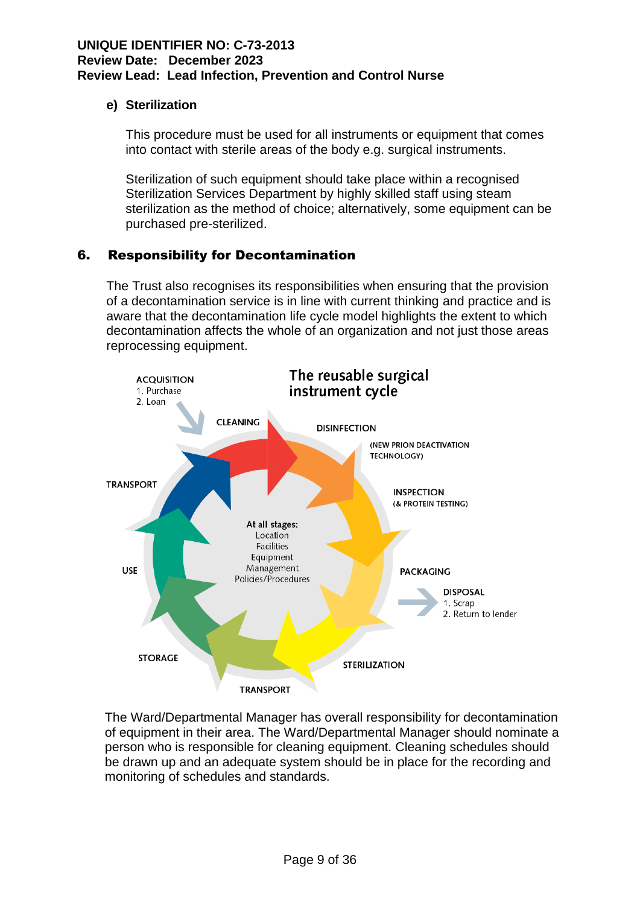**e) Sterilization**

This procedure must be used for all instruments or equipment that comes into contact with sterile areas of the body e.g. surgical instruments.

Sterilization of such equipment should take place within a recognised Sterilization Services Department by highly skilled staff using steam sterilization as the method of choice; alternatively, some equipment can be purchased pre-sterilized.

## 6. Responsibility for Decontamination

The Trust also recognises its responsibilities when ensuring that the provision of a decontamination service is in line with current thinking and practice and is aware that the decontamination life cycle model highlights the extent to which decontamination affects the whole of an organization and not just those areas reprocessing equipment.

**The reusable surgical instrument cycle**

ACQUISITION
1. Purchase
2. Loan

CLEANING

DISINFECTION

(NEW PRION DEACTIVATION TECHNOLOGY)

INSPECTION
(& PROTEIN TESTING)

PACKAGING

DISPOSAL
1. Scrap
2. Return to lender

STERILIZATION

TRANSPORT

STORAGE

USE

TRANSPORT

**At all stages:**
Location
Facilities
Equipment
Management
Policies/Procedures

The Ward/Departmental Manager has overall responsibility for decontamination of equipment in their area. The Ward/Departmental Manager should nominate a person who is responsible for cleaning equipment. Cleaning schedules should be drawn up and an adequate system should be in place for the recording and monitoring of schedules and standards.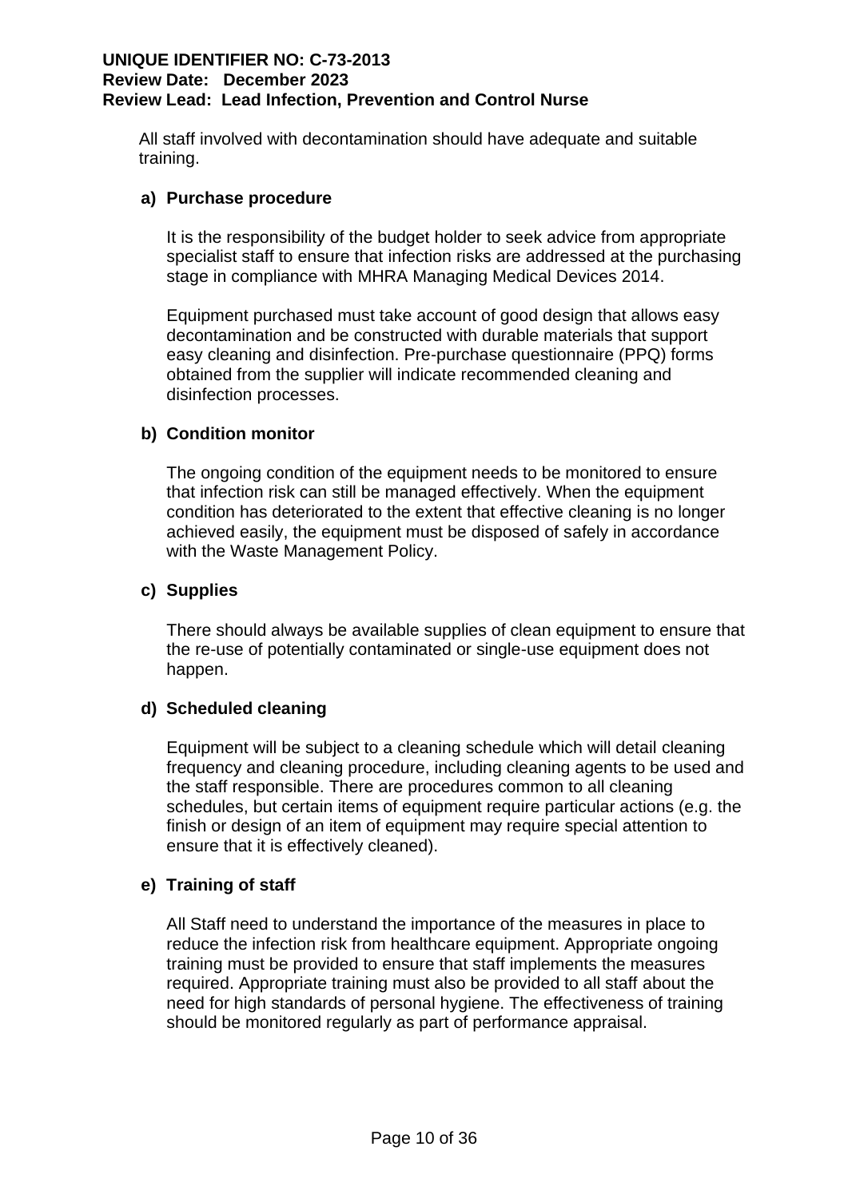All staff involved with decontamination should have adequate and suitable training.

**a) Purchase procedure**

It is the responsibility of the budget holder to seek advice from appropriate specialist staff to ensure that infection risks are addressed at the purchasing stage in compliance with MHRA Managing Medical Devices 2014.

Equipment purchased must take account of good design that allows easy decontamination and be constructed with durable materials that support easy cleaning and disinfection. Pre-purchase questionnaire (PPQ) forms obtained from the supplier will indicate recommended cleaning and disinfection processes.

**b) Condition monitor**

The ongoing condition of the equipment needs to be monitored to ensure that infection risk can still be managed effectively. When the equipment condition has deteriorated to the extent that effective cleaning is no longer achieved easily, the equipment must be disposed of safely in accordance with the Waste Management Policy.

**c) Supplies**

There should always be available supplies of clean equipment to ensure that the re-use of potentially contaminated or single-use equipment does not happen.

**d) Scheduled cleaning**

Equipment will be subject to a cleaning schedule which will detail cleaning frequency and cleaning procedure, including cleaning agents to be used and the staff responsible. There are procedures common to all cleaning schedules, but certain items of equipment require particular actions (e.g. the finish or design of an item of equipment may require special attention to ensure that it is effectively cleaned).

**e) Training of staff**

All Staff need to understand the importance of the measures in place to reduce the infection risk from healthcare equipment. Appropriate ongoing training must be provided to ensure that staff implements the measures required. Appropriate training must also be provided to all staff about the need for high standards of personal hygiene. The effectiveness of training should be monitored regularly as part of performance appraisal.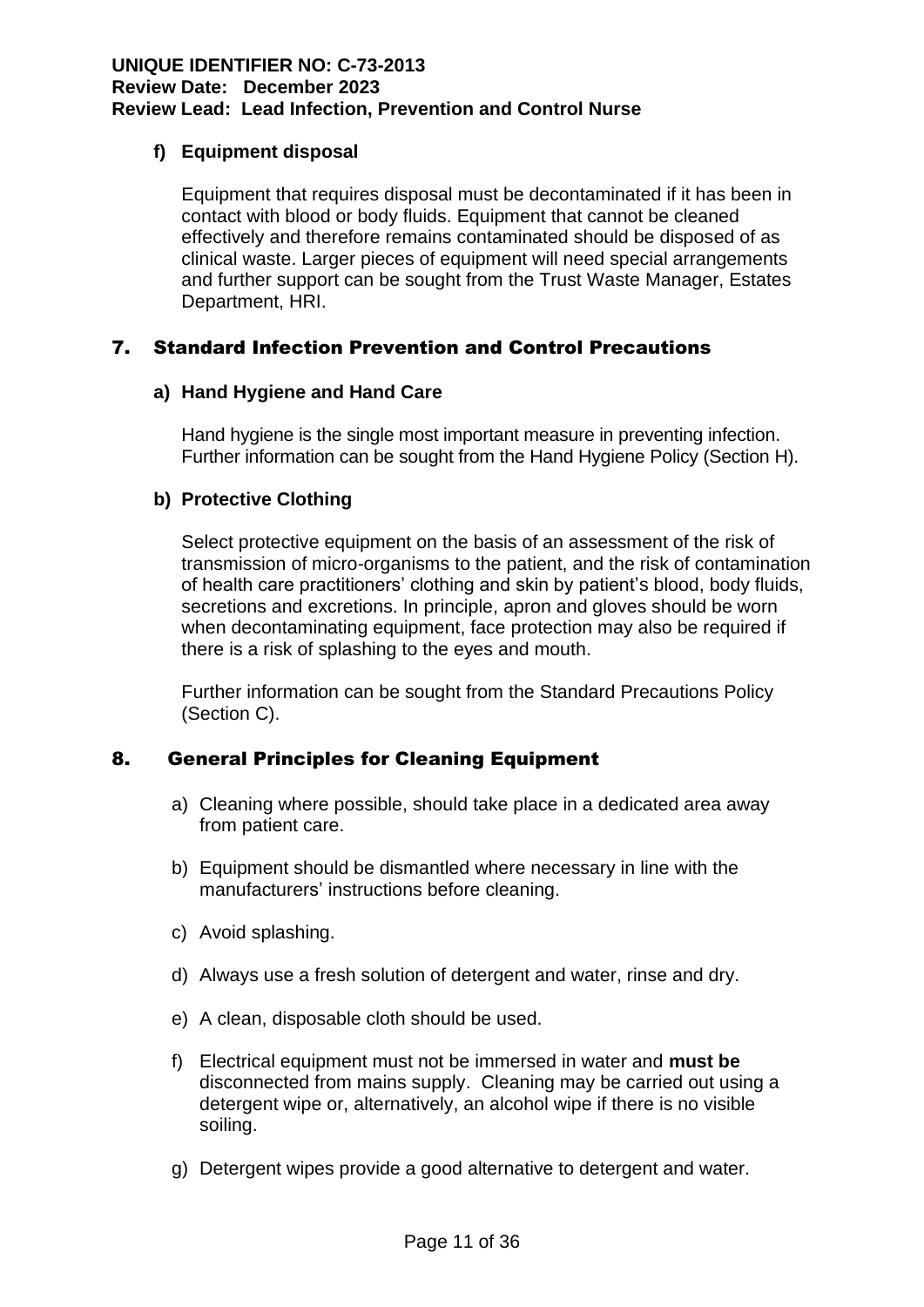**f) Equipment disposal**

Equipment that requires disposal must be decontaminated if it has been in contact with blood or body fluids. Equipment that cannot be cleaned effectively and therefore remains contaminated should be disposed of as clinical waste. Larger pieces of equipment will need special arrangements and further support can be sought from the Trust Waste Manager, Estates Department, HRI.

## 7. Standard Infection Prevention and Control Precautions

**a) Hand Hygiene and Hand Care**

Hand hygiene is the single most important measure in preventing infection. Further information can be sought from the Hand Hygiene Policy (Section H).

**b) Protective Clothing**

Select protective equipment on the basis of an assessment of the risk of transmission of micro-organisms to the patient, and the risk of contamination of health care practitioners' clothing and skin by patient's blood, body fluids, secretions and excretions. In principle, apron and gloves should be worn when decontaminating equipment, face protection may also be required if there is a risk of splashing to the eyes and mouth.

Further information can be sought from the Standard Precautions Policy (Section C).

## 8. General Principles for Cleaning Equipment

a) Cleaning where possible, should take place in a dedicated area away from patient care.

b) Equipment should be dismantled where necessary in line with the manufacturers' instructions before cleaning.

c) Avoid splashing.

d) Always use a fresh solution of detergent and water, rinse and dry.

e) A clean, disposable cloth should be used.

f) Electrical equipment must not be immersed in water and **must be** disconnected from mains supply. Cleaning may be carried out using a detergent wipe or, alternatively, an alcohol wipe if there is no visible soiling.

g) Detergent wipes provide a good alternative to detergent and water.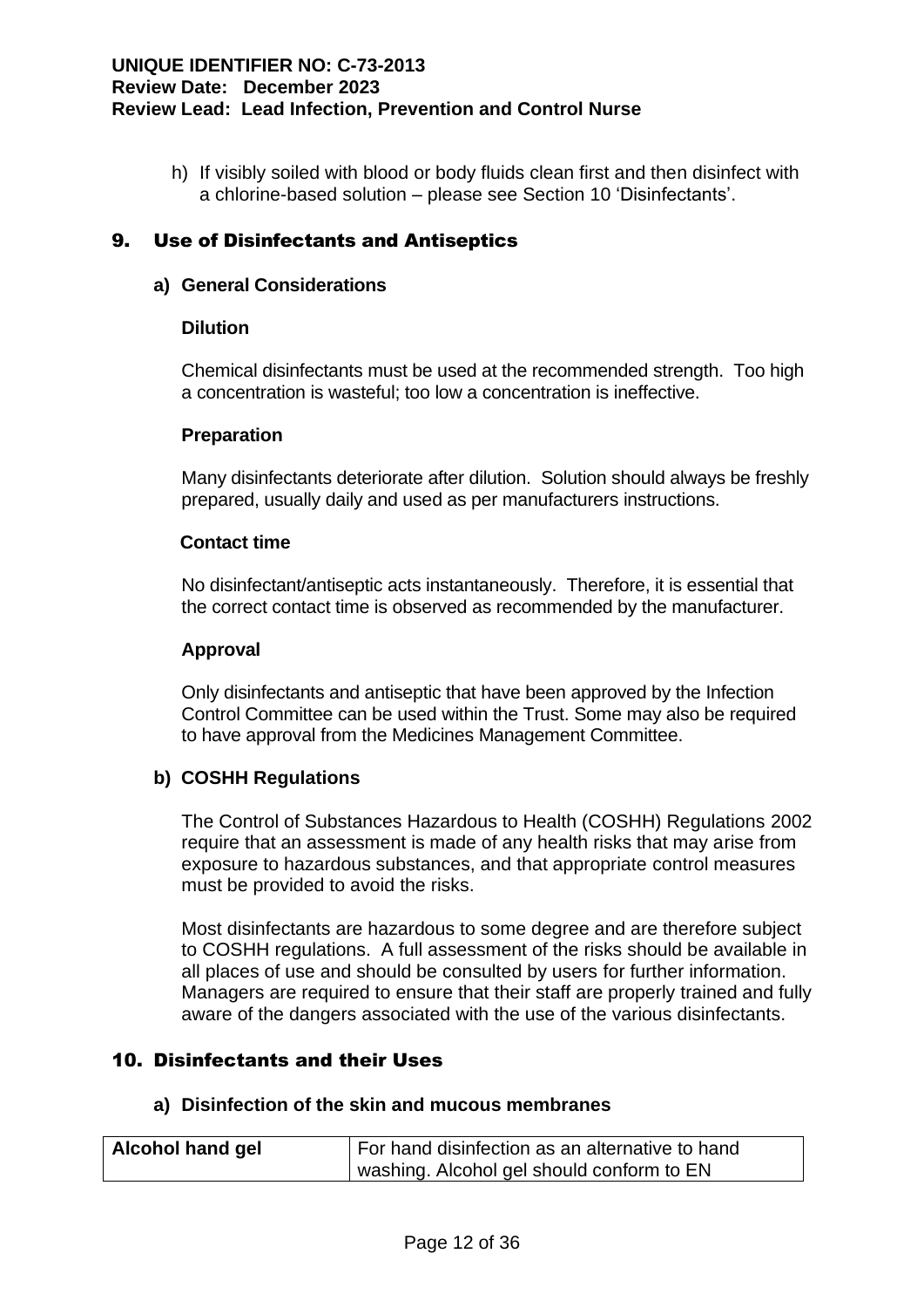h) If visibly soiled with blood or body fluids clean first and then disinfect with a chlorine-based solution – please see Section 10 'Disinfectants'.

## 9. Use of Disinfectants and Antiseptics

### a) General Considerations

**Dilution**

Chemical disinfectants must be used at the recommended strength. Too high a concentration is wasteful; too low a concentration is ineffective.

**Preparation**

Many disinfectants deteriorate after dilution. Solution should always be freshly prepared, usually daily and used as per manufacturers instructions.

**Contact time**

No disinfectant/antiseptic acts instantaneously. Therefore, it is essential that the correct contact time is observed as recommended by the manufacturer.

**Approval**

Only disinfectants and antiseptic that have been approved by the Infection Control Committee can be used within the Trust. Some may also be required to have approval from the Medicines Management Committee.

### b) COSHH Regulations

The Control of Substances Hazardous to Health (COSHH) Regulations 2002 require that an assessment is made of any health risks that may arise from exposure to hazardous substances, and that appropriate control measures must be provided to avoid the risks.

Most disinfectants are hazardous to some degree and are therefore subject to COSHH regulations. A full assessment of the risks should be available in all places of use and should be consulted by users for further information. Managers are required to ensure that their staff are properly trained and fully aware of the dangers associated with the use of the various disinfectants.

## 10. Disinfectants and their Uses

### a) Disinfection of the skin and mucous membranes

| **Alcohol hand gel** | For hand disinfection as an alternative to hand washing. Alcohol gel should conform to EN |
|---|---|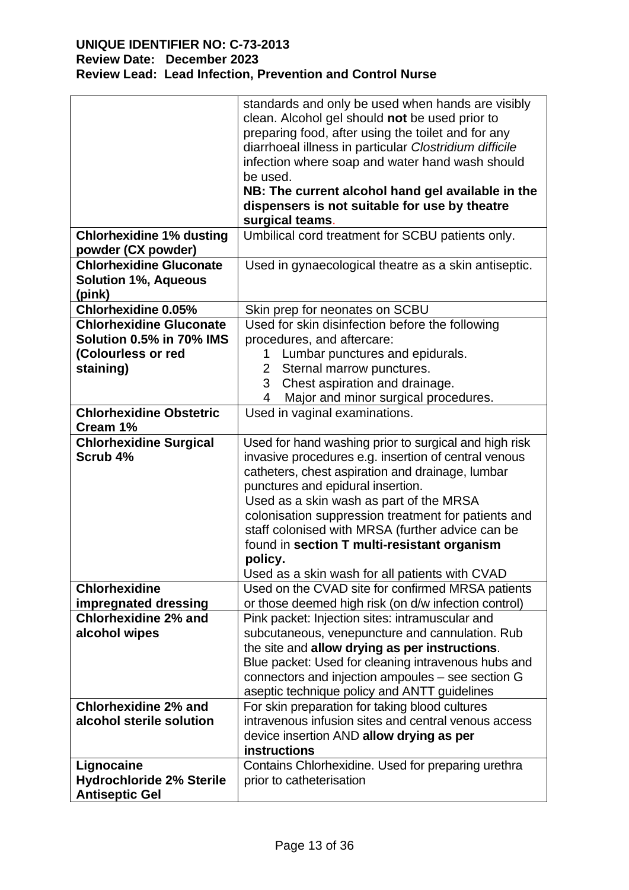| | |
|---|---|
| | standards and only be used when hands are visibly clean. Alcohol gel should **not** be used prior to preparing food, after using the toilet and for any diarrhoeal illness in particular *Clostridium difficile* infection where soap and water hand wash should be used. **NB: The current alcohol hand gel available in the dispensers is not suitable for use by theatre surgical teams.** |
| **Chlorhexidine 1% dusting powder (CX powder)** | Umbilical cord treatment for SCBU patients only. |
| **Chlorhexidine Gluconate Solution 1%, Aqueous (pink)** | Used in gynaecological theatre as a skin antiseptic. |
| **Chlorhexidine 0.05%** | Skin prep for neonates on SCBU |
| **Chlorhexidine Gluconate Solution 0.5% in 70% IMS (Colourless or red staining)** | Used for skin disinfection before the following procedures, and aftercare: 1 Lumbar punctures and epidurals. 2 Sternal marrow punctures. 3 Chest aspiration and drainage. 4 Major and minor surgical procedures. |
| **Chlorhexidine Obstetric Cream 1%** | Used in vaginal examinations. |
| **Chlorhexidine Surgical Scrub 4%** | Used for hand washing prior to surgical and high risk invasive procedures e.g. insertion of central venous catheters, chest aspiration and drainage, lumbar punctures and epidural insertion. Used as a skin wash as part of the MRSA colonisation suppression treatment for patients and staff colonised with MRSA (further advice can be found in **section T multi-resistant organism policy.** Used as a skin wash for all patients with CVAD |
| **Chlorhexidine impregnated dressing** | Used on the CVAD site for confirmed MRSA patients or those deemed high risk (on d/w infection control) |
| **Chlorhexidine 2% and alcohol wipes** | Pink packet: Injection sites: intramuscular and subcutaneous, venepuncture and cannulation. Rub the site and **allow drying as per instructions**. Blue packet: Used for cleaning intravenous hubs and connectors and injection ampoules – see section G aseptic technique policy and ANTT guidelines |
| **Chlorhexidine 2% and alcohol sterile solution** | For skin preparation for taking blood cultures intravenous infusion sites and central venous access device insertion AND **allow drying as per instructions** |
| **Lignocaine Hydrochloride 2% Sterile Antiseptic Gel** | Contains Chlorhexidine. Used for preparing urethra prior to catheterisation |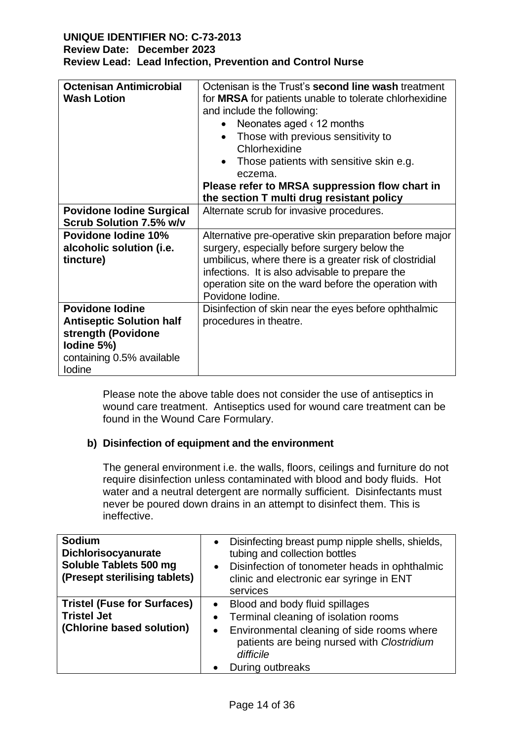| Octenisan Antimicrobial Wash Lotion | Octenisan is the Trust's **second line wash** treatment for **MRSA** for patients unable to tolerate chlorhexidine and include the following:<br>• Neonates aged ‹ 12 months<br>• Those with previous sensitivity to Chlorhexidine<br>• Those patients with sensitive skin e.g. eczema.<br>**Please refer to MRSA suppression flow chart in the section T multi drug resistant policy** |
|---|---|
| **Povidone Iodine Surgical Scrub Solution 7.5% w/v** | Alternate scrub for invasive procedures. |
| **Povidone Iodine 10% alcoholic solution (i.e. tincture)** | Alternative pre-operative skin preparation before major surgery, especially before surgery below the umbilicus, where there is a greater risk of clostridial infections. It is also advisable to prepare the operation site on the ward before the operation with Povidone Iodine. |
| **Povidone Iodine Antiseptic Solution half strength (Povidone Iodine 5%)** containing 0.5% available Iodine | Disinfection of skin near the eyes before ophthalmic procedures in theatre. |

Please note the above table does not consider the use of antiseptics in wound care treatment. Antiseptics used for wound care treatment can be found in the Wound Care Formulary.

**b) Disinfection of equipment and the environment**

The general environment i.e. the walls, floors, ceilings and furniture do not require disinfection unless contaminated with blood and body fluids. Hot water and a neutral detergent are normally sufficient. Disinfectants must never be poured down drains in an attempt to disinfect them. This is ineffective.

| Sodium Dichlorisocyanurate Soluble Tablets 500 mg (Presept sterilising tablets) | • Disinfecting breast pump nipple shells, shields, tubing and collection bottles<br>• Disinfection of tonometer heads in ophthalmic clinic and electronic ear syringe in ENT services |
|---|---|
| **Tristel (Fuse for Surfaces) Tristel Jet (Chlorine based solution)** | • Blood and body fluid spillages<br>• Terminal cleaning of isolation rooms<br>• Environmental cleaning of side rooms where patients are being nursed with *Clostridium difficile*<br>• During outbreaks |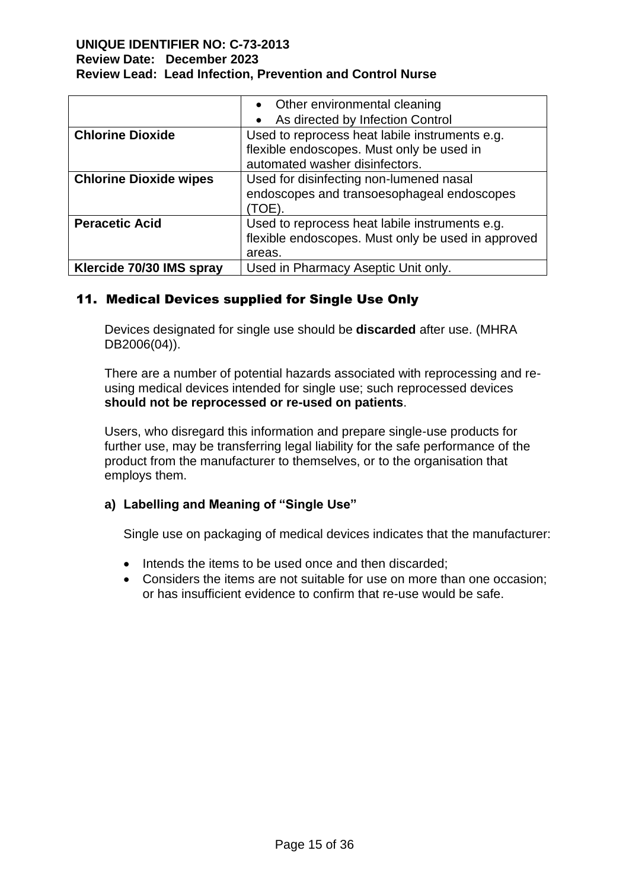|  |  |
|---|---|
|  | • Other environmental cleaning<br>• As directed by Infection Control |
| **Chlorine Dioxide** | Used to reprocess heat labile instruments e.g. flexible endoscopes. Must only be used in automated washer disinfectors. |
| **Chlorine Dioxide wipes** | Used for disinfecting non-lumened nasal endoscopes and transoesophageal endoscopes (TOE). |
| **Peracetic Acid** | Used to reprocess heat labile instruments e.g. flexible endoscopes. Must only be used in approved areas. |
| **Klercide 70/30 IMS spray** | Used in Pharmacy Aseptic Unit only. |

## 11. Medical Devices supplied for Single Use Only

Devices designated for single use should be **discarded** after use. (MHRA DB2006(04)).

There are a number of potential hazards associated with reprocessing and re-using medical devices intended for single use; such reprocessed devices **should not be reprocessed or re-used on patients**.

Users, who disregard this information and prepare single-use products for further use, may be transferring legal liability for the safe performance of the product from the manufacturer to themselves, or to the organisation that employs them.

### a) Labelling and Meaning of "Single Use"

Single use on packaging of medical devices indicates that the manufacturer:

- Intends the items to be used once and then discarded;
- Considers the items are not suitable for use on more than one occasion; or has insufficient evidence to confirm that re-use would be safe.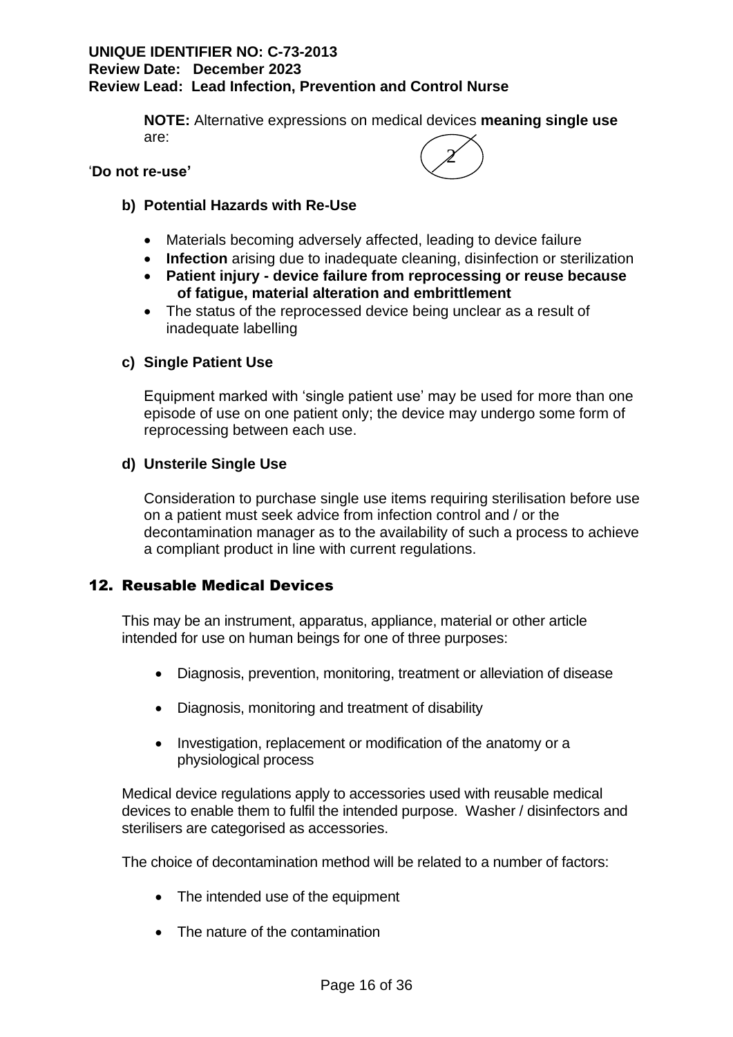**NOTE:** Alternative expressions on medical devices **meaning single use** are:

'**Do not re-use'**

**b) Potential Hazards with Re-Use**

- Materials becoming adversely affected, leading to device failure
- **Infection** arising due to inadequate cleaning, disinfection or sterilization
- **Patient injury - device failure from reprocessing or reuse because of fatigue, material alteration and embrittlement**
- The status of the reprocessed device being unclear as a result of inadequate labelling

**c) Single Patient Use**

Equipment marked with 'single patient use' may be used for more than one episode of use on one patient only; the device may undergo some form of reprocessing between each use.

**d) Unsterile Single Use**

Consideration to purchase single use items requiring sterilisation before use on a patient must seek advice from infection control and / or the decontamination manager as to the availability of such a process to achieve a compliant product in line with current regulations.

## 12. Reusable Medical Devices

This may be an instrument, apparatus, appliance, material or other article intended for use on human beings for one of three purposes:

- Diagnosis, prevention, monitoring, treatment or alleviation of disease
- Diagnosis, monitoring and treatment of disability
- Investigation, replacement or modification of the anatomy or a physiological process

Medical device regulations apply to accessories used with reusable medical devices to enable them to fulfil the intended purpose. Washer / disinfectors and sterilisers are categorised as accessories.

The choice of decontamination method will be related to a number of factors:

- The intended use of the equipment
- The nature of the contamination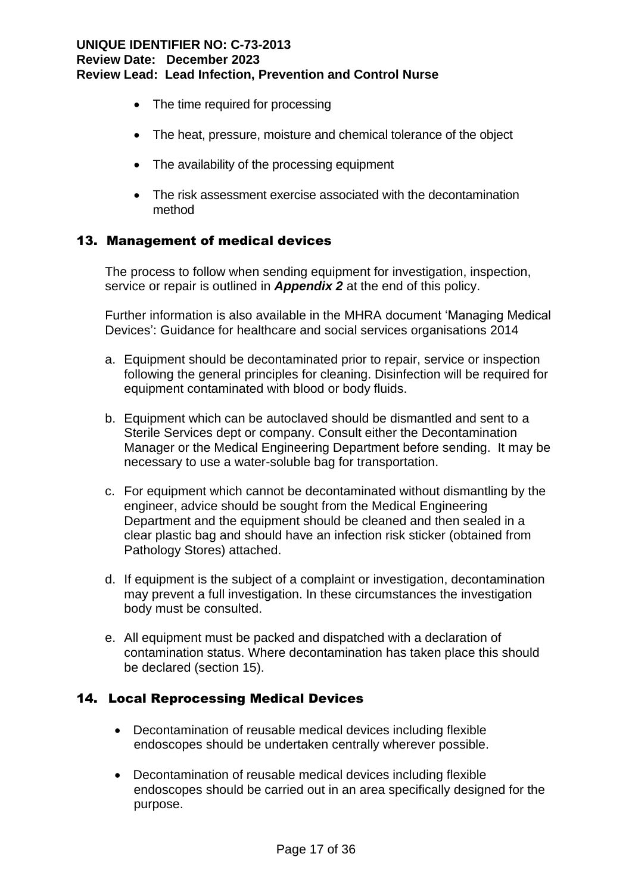- The time required for processing
- The heat, pressure, moisture and chemical tolerance of the object
- The availability of the processing equipment
- The risk assessment exercise associated with the decontamination method

## 13. Management of medical devices

The process to follow when sending equipment for investigation, inspection, service or repair is outlined in ***Appendix 2*** at the end of this policy.

Further information is also available in the MHRA document 'Managing Medical Devices': Guidance for healthcare and social services organisations 2014

a. Equipment should be decontaminated prior to repair, service or inspection following the general principles for cleaning. Disinfection will be required for equipment contaminated with blood or body fluids.

b. Equipment which can be autoclaved should be dismantled and sent to a Sterile Services dept or company. Consult either the Decontamination Manager or the Medical Engineering Department before sending. It may be necessary to use a water-soluble bag for transportation.

c. For equipment which cannot be decontaminated without dismantling by the engineer, advice should be sought from the Medical Engineering Department and the equipment should be cleaned and then sealed in a clear plastic bag and should have an infection risk sticker (obtained from Pathology Stores) attached.

d. If equipment is the subject of a complaint or investigation, decontamination may prevent a full investigation. In these circumstances the investigation body must be consulted.

e. All equipment must be packed and dispatched with a declaration of contamination status. Where decontamination has taken place this should be declared (section 15).

## 14. Local Reprocessing Medical Devices

- Decontamination of reusable medical devices including flexible endoscopes should be undertaken centrally wherever possible.
- Decontamination of reusable medical devices including flexible endoscopes should be carried out in an area specifically designed for the purpose.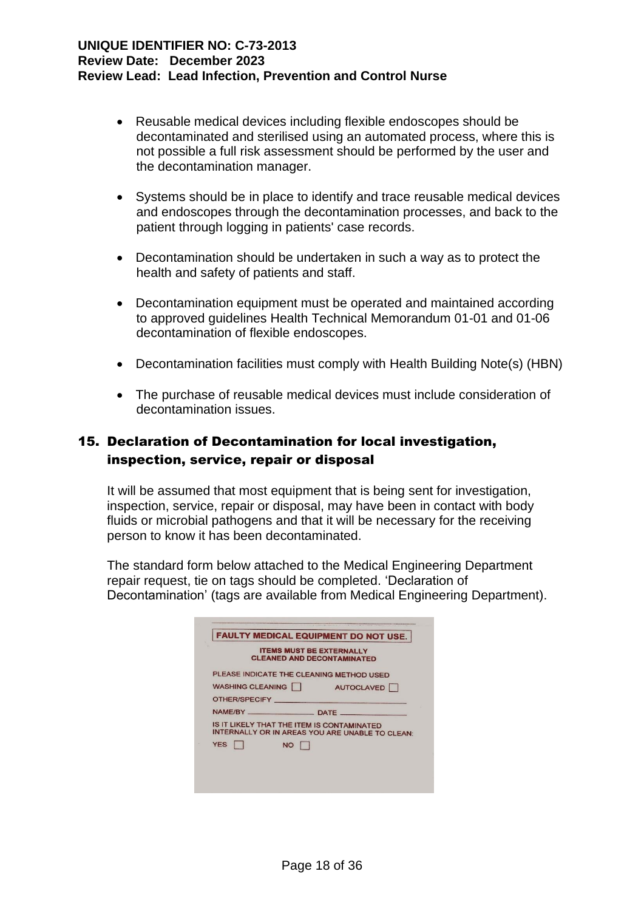- Reusable medical devices including flexible endoscopes should be decontaminated and sterilised using an automated process, where this is not possible a full risk assessment should be performed by the user and the decontamination manager.

- Systems should be in place to identify and trace reusable medical devices and endoscopes through the decontamination processes, and back to the patient through logging in patients' case records.

- Decontamination should be undertaken in such a way as to protect the health and safety of patients and staff.

- Decontamination equipment must be operated and maintained according to approved guidelines Health Technical Memorandum 01-01 and 01-06 decontamination of flexible endoscopes.

- Decontamination facilities must comply with Health Building Note(s) (HBN)

- The purchase of reusable medical devices must include consideration of decontamination issues.

## 15. Declaration of Decontamination for local investigation, inspection, service, repair or disposal

It will be assumed that most equipment that is being sent for investigation, inspection, service, repair or disposal, may have been in contact with body fluids or microbial pathogens and that it will be necessary for the receiving person to know it has been decontaminated.

The standard form below attached to the Medical Engineering Department repair request, tie on tags should be completed. 'Declaration of Decontamination' (tags are available from Medical Engineering Department).

**FAULTY MEDICAL EQUIPMENT DO NOT USE.**

**ITEMS MUST BE EXTERNALLY CLEANED AND DECONTAMINATED**

PLEASE INDICATE THE CLEANING METHOD USED

WASHING CLEANING ☐ AUTOCLAVED ☐

OTHER/SPECIFY ____________________

NAME/BY ______________ DATE ______________

IS IT LIKELY THAT THE ITEM IS CONTAMINATED INTERNALLY OR IN AREAS YOU ARE UNABLE TO CLEAN:

YES ☐ NO ☐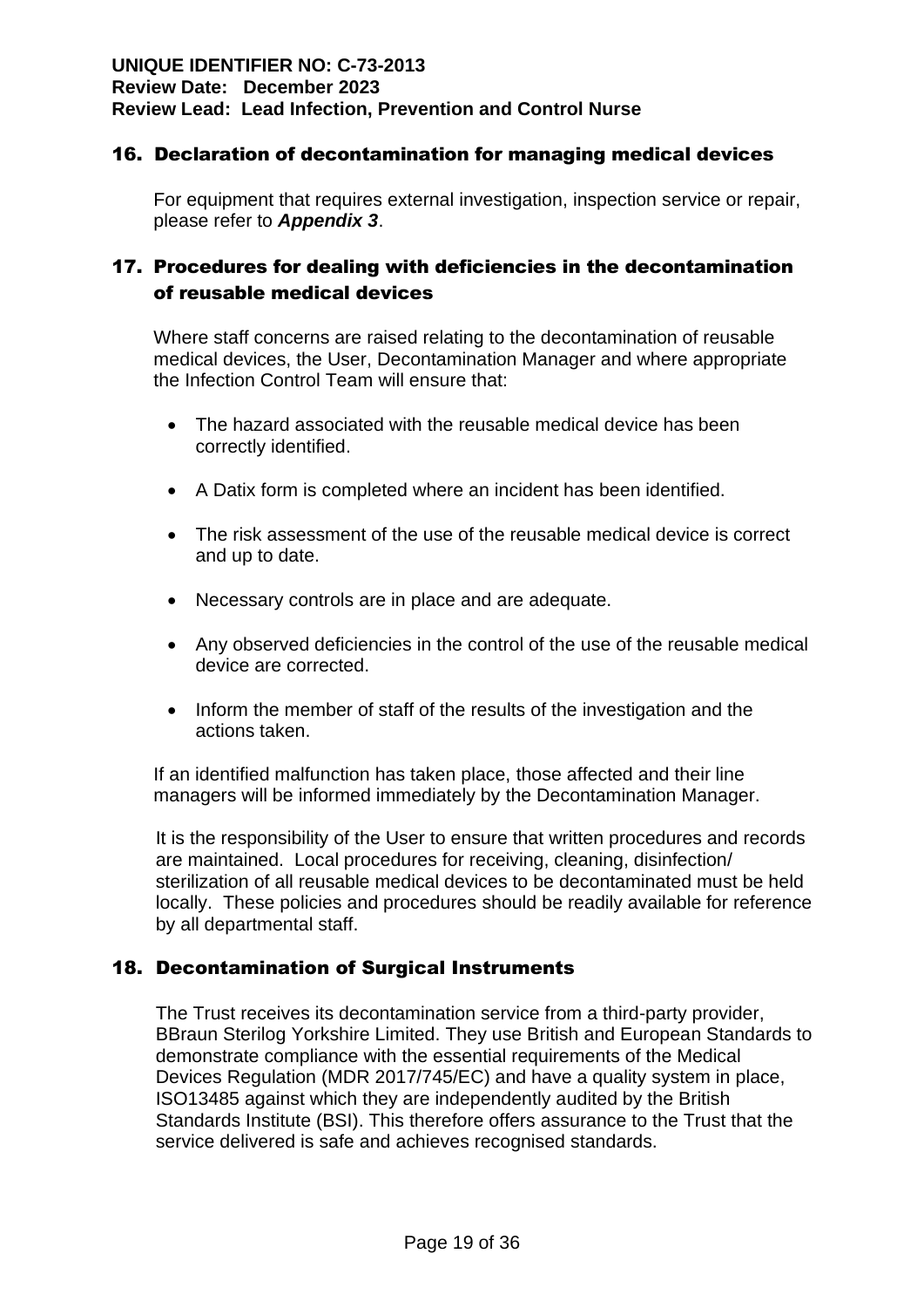## 16. Declaration of decontamination for managing medical devices

For equipment that requires external investigation, inspection service or repair, please refer to ***Appendix 3***.

## 17. Procedures for dealing with deficiencies in the decontamination of reusable medical devices

Where staff concerns are raised relating to the decontamination of reusable medical devices, the User, Decontamination Manager and where appropriate the Infection Control Team will ensure that:

- The hazard associated with the reusable medical device has been correctly identified.
- A Datix form is completed where an incident has been identified.
- The risk assessment of the use of the reusable medical device is correct and up to date.
- Necessary controls are in place and are adequate.
- Any observed deficiencies in the control of the use of the reusable medical device are corrected.
- Inform the member of staff of the results of the investigation and the actions taken.

If an identified malfunction has taken place, those affected and their line managers will be informed immediately by the Decontamination Manager.

It is the responsibility of the User to ensure that written procedures and records are maintained. Local procedures for receiving, cleaning, disinfection/ sterilization of all reusable medical devices to be decontaminated must be held locally. These policies and procedures should be readily available for reference by all departmental staff.

## 18. Decontamination of Surgical Instruments

The Trust receives its decontamination service from a third-party provider, BBraun Sterilog Yorkshire Limited. They use British and European Standards to demonstrate compliance with the essential requirements of the Medical Devices Regulation (MDR 2017/745/EC) and have a quality system in place, ISO13485 against which they are independently audited by the British Standards Institute (BSI). This therefore offers assurance to the Trust that the service delivered is safe and achieves recognised standards.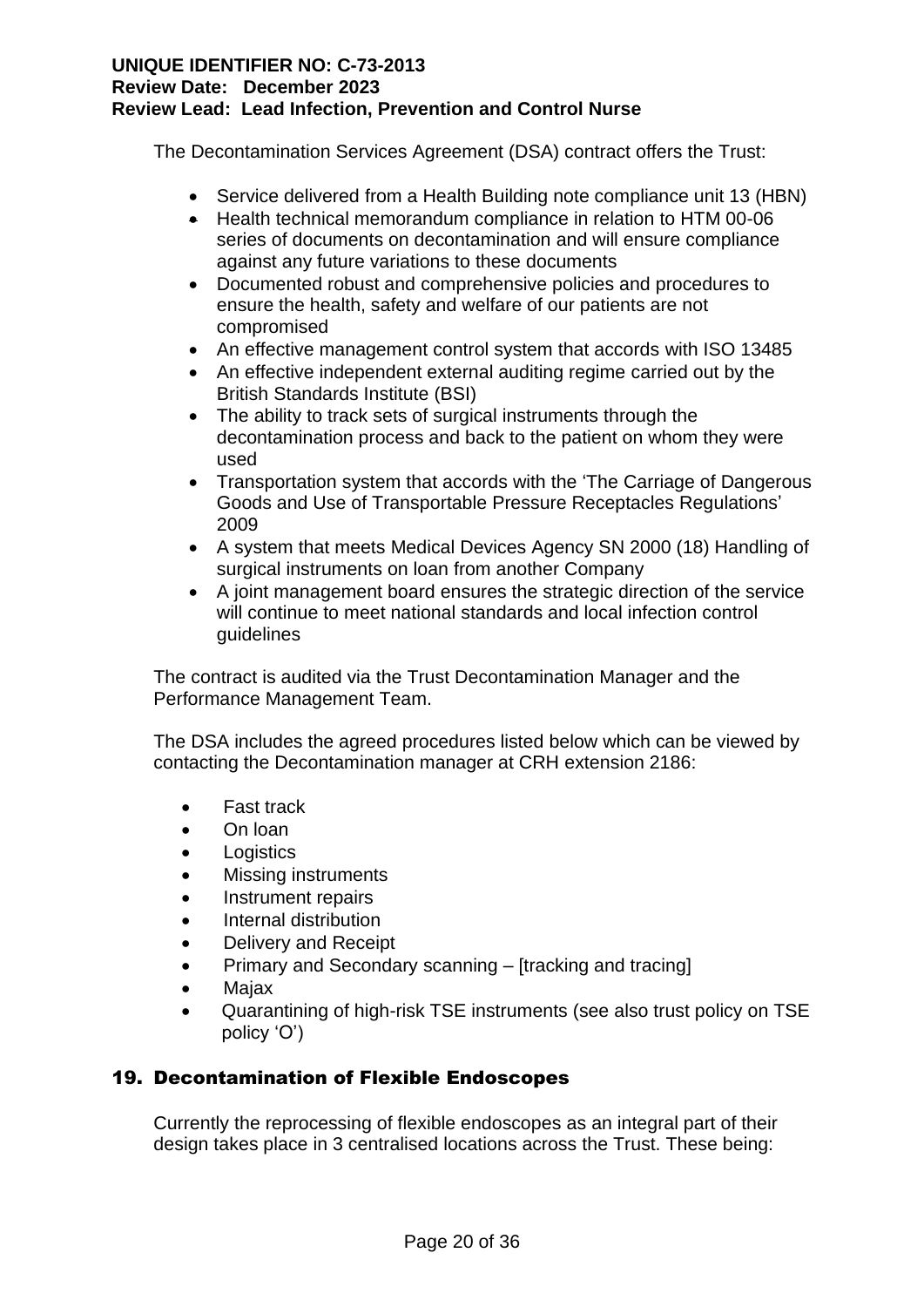The Decontamination Services Agreement (DSA) contract offers the Trust:

- Service delivered from a Health Building note compliance unit 13 (HBN)
- Health technical memorandum compliance in relation to HTM 00-06 series of documents on decontamination and will ensure compliance against any future variations to these documents
- Documented robust and comprehensive policies and procedures to ensure the health, safety and welfare of our patients are not compromised
- An effective management control system that accords with ISO 13485
- An effective independent external auditing regime carried out by the British Standards Institute (BSI)
- The ability to track sets of surgical instruments through the decontamination process and back to the patient on whom they were used
- Transportation system that accords with the 'The Carriage of Dangerous Goods and Use of Transportable Pressure Receptacles Regulations' 2009
- A system that meets Medical Devices Agency SN 2000 (18) Handling of surgical instruments on loan from another Company
- A joint management board ensures the strategic direction of the service will continue to meet national standards and local infection control guidelines

The contract is audited via the Trust Decontamination Manager and the Performance Management Team.

The DSA includes the agreed procedures listed below which can be viewed by contacting the Decontamination manager at CRH extension 2186:

- Fast track
- On loan
- Logistics
- Missing instruments
- Instrument repairs
- Internal distribution
- Delivery and Receipt
- Primary and Secondary scanning – [tracking and tracing]
- Majax
- Quarantining of high-risk TSE instruments (see also trust policy on TSE policy 'O')

## 19. Decontamination of Flexible Endoscopes

Currently the reprocessing of flexible endoscopes as an integral part of their design takes place in 3 centralised locations across the Trust. These being: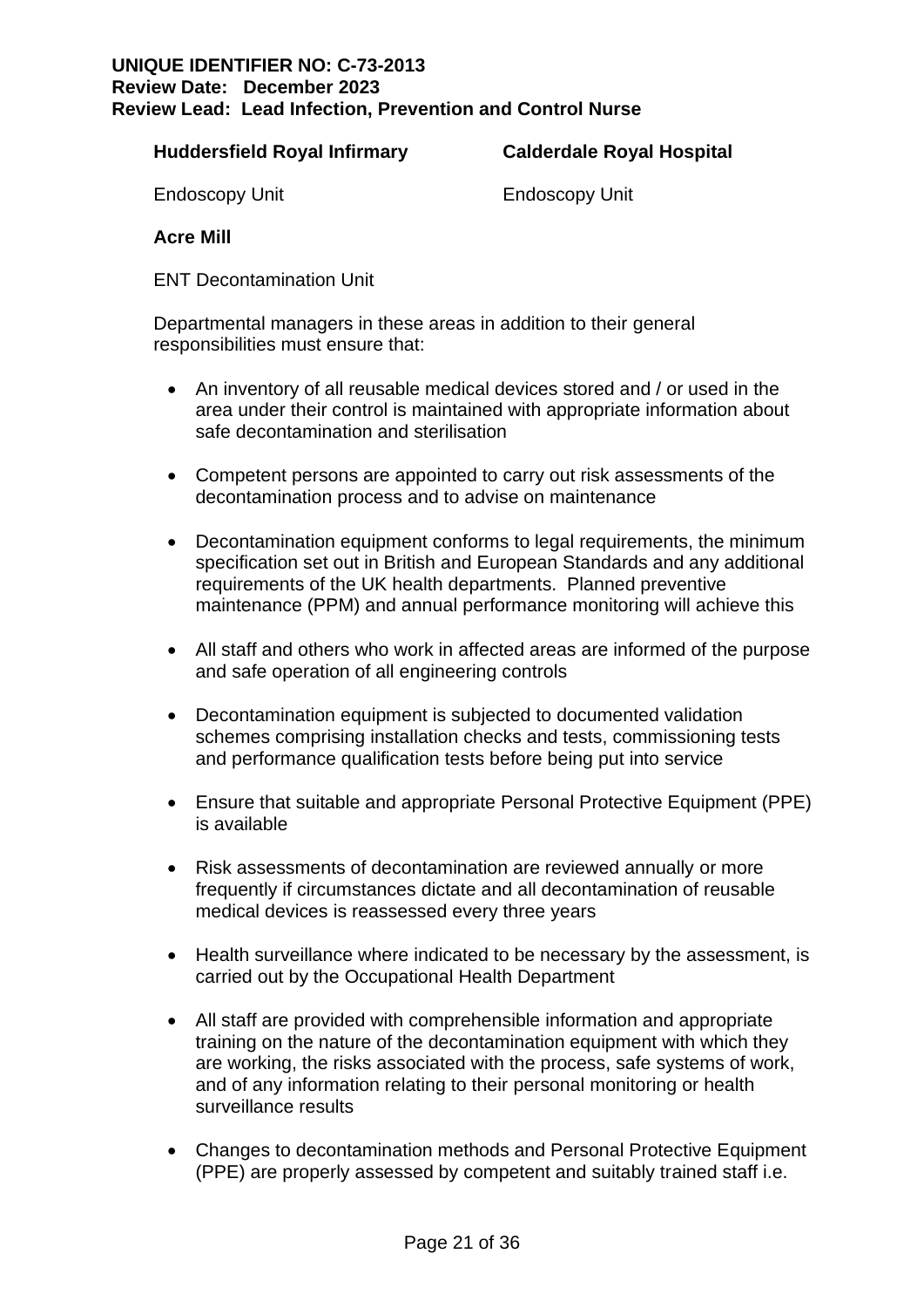**Huddersfield Royal Infirmary**

Endoscopy Unit

**Calderdale Royal Hospital**

Endoscopy Unit

**Acre Mill**

ENT Decontamination Unit

Departmental managers in these areas in addition to their general responsibilities must ensure that:

- An inventory of all reusable medical devices stored and / or used in the area under their control is maintained with appropriate information about safe decontamination and sterilisation
- Competent persons are appointed to carry out risk assessments of the decontamination process and to advise on maintenance
- Decontamination equipment conforms to legal requirements, the minimum specification set out in British and European Standards and any additional requirements of the UK health departments. Planned preventive maintenance (PPM) and annual performance monitoring will achieve this
- All staff and others who work in affected areas are informed of the purpose and safe operation of all engineering controls
- Decontamination equipment is subjected to documented validation schemes comprising installation checks and tests, commissioning tests and performance qualification tests before being put into service
- Ensure that suitable and appropriate Personal Protective Equipment (PPE) is available
- Risk assessments of decontamination are reviewed annually or more frequently if circumstances dictate and all decontamination of reusable medical devices is reassessed every three years
- Health surveillance where indicated to be necessary by the assessment, is carried out by the Occupational Health Department
- All staff are provided with comprehensible information and appropriate training on the nature of the decontamination equipment with which they are working, the risks associated with the process, safe systems of work, and of any information relating to their personal monitoring or health surveillance results
- Changes to decontamination methods and Personal Protective Equipment (PPE) are properly assessed by competent and suitably trained staff i.e.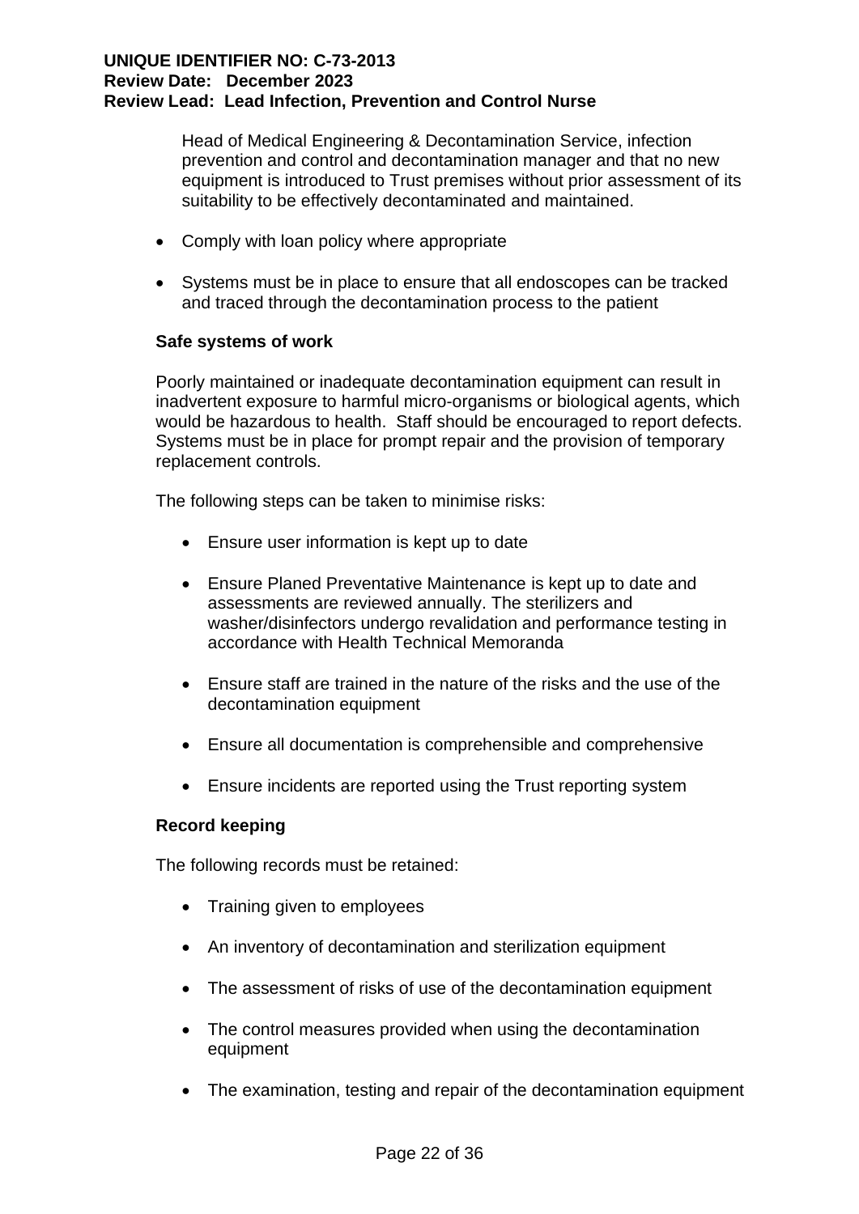Head of Medical Engineering & Decontamination Service, infection prevention and control and decontamination manager and that no new equipment is introduced to Trust premises without prior assessment of its suitability to be effectively decontaminated and maintained.

- Comply with loan policy where appropriate
- Systems must be in place to ensure that all endoscopes can be tracked and traced through the decontamination process to the patient

**Safe systems of work**

Poorly maintained or inadequate decontamination equipment can result in inadvertent exposure to harmful micro-organisms or biological agents, which would be hazardous to health. Staff should be encouraged to report defects. Systems must be in place for prompt repair and the provision of temporary replacement controls.

The following steps can be taken to minimise risks:

- Ensure user information is kept up to date
- Ensure Planed Preventative Maintenance is kept up to date and assessments are reviewed annually. The sterilizers and washer/disinfectors undergo revalidation and performance testing in accordance with Health Technical Memoranda
- Ensure staff are trained in the nature of the risks and the use of the decontamination equipment
- Ensure all documentation is comprehensible and comprehensive
- Ensure incidents are reported using the Trust reporting system

**Record keeping**

The following records must be retained:

- Training given to employees
- An inventory of decontamination and sterilization equipment
- The assessment of risks of use of the decontamination equipment
- The control measures provided when using the decontamination equipment
- The examination, testing and repair of the decontamination equipment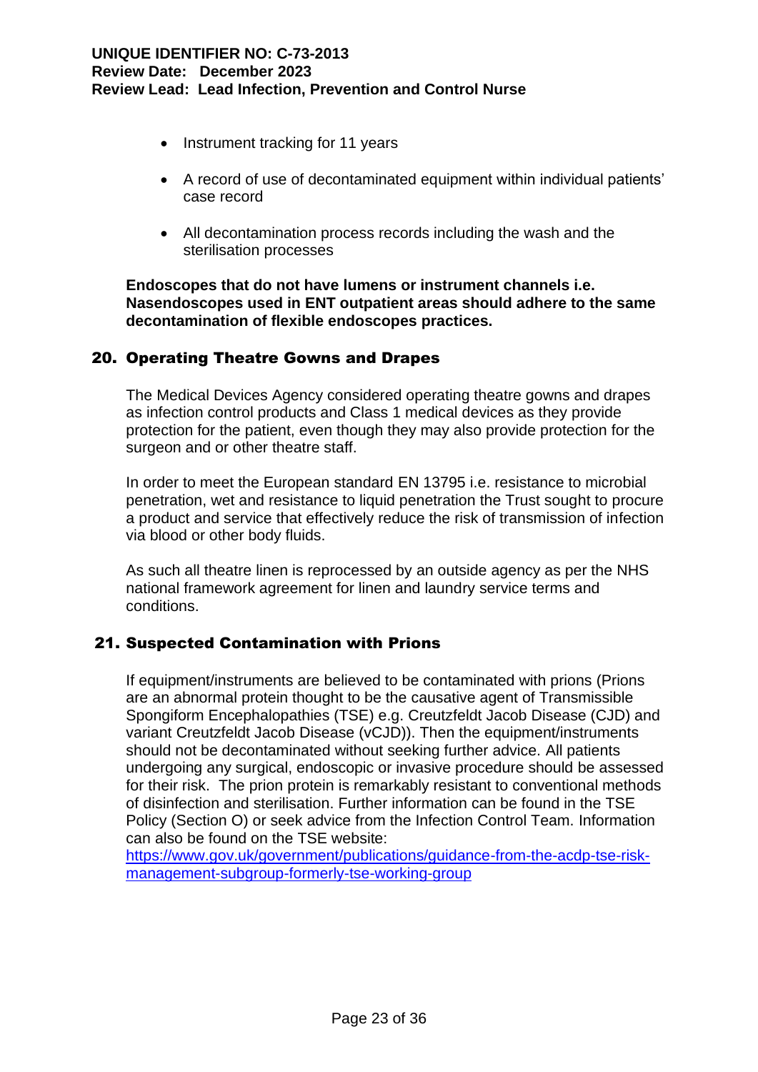- Instrument tracking for 11 years
- A record of use of decontaminated equipment within individual patients' case record
- All decontamination process records including the wash and the sterilisation processes

**Endoscopes that do not have lumens or instrument channels i.e. Nasendoscopes used in ENT outpatient areas should adhere to the same decontamination of flexible endoscopes practices.**

## 20. Operating Theatre Gowns and Drapes

The Medical Devices Agency considered operating theatre gowns and drapes as infection control products and Class 1 medical devices as they provide protection for the patient, even though they may also provide protection for the surgeon and or other theatre staff.

In order to meet the European standard EN 13795 i.e. resistance to microbial penetration, wet and resistance to liquid penetration the Trust sought to procure a product and service that effectively reduce the risk of transmission of infection via blood or other body fluids.

As such all theatre linen is reprocessed by an outside agency as per the NHS national framework agreement for linen and laundry service terms and conditions.

## 21. Suspected Contamination with Prions

If equipment/instruments are believed to be contaminated with prions (Prions are an abnormal protein thought to be the causative agent of Transmissible Spongiform Encephalopathies (TSE) e.g. Creutzfeldt Jacob Disease (CJD) and variant Creutzfeldt Jacob Disease (vCJD)). Then the equipment/instruments should not be decontaminated without seeking further advice. All patients undergoing any surgical, endoscopic or invasive procedure should be assessed for their risk. The prion protein is remarkably resistant to conventional methods of disinfection and sterilisation. Further information can be found in the TSE Policy (Section O) or seek advice from the Infection Control Team. Information can also be found on the TSE website:
[https://www.gov.uk/government/publications/guidance-from-the-acdp-tse-risk-management-subgroup-formerly-tse-working-group](https://www.gov.uk/government/publications/guidance-from-the-acdp-tse-risk-management-subgroup-formerly-tse-working-group)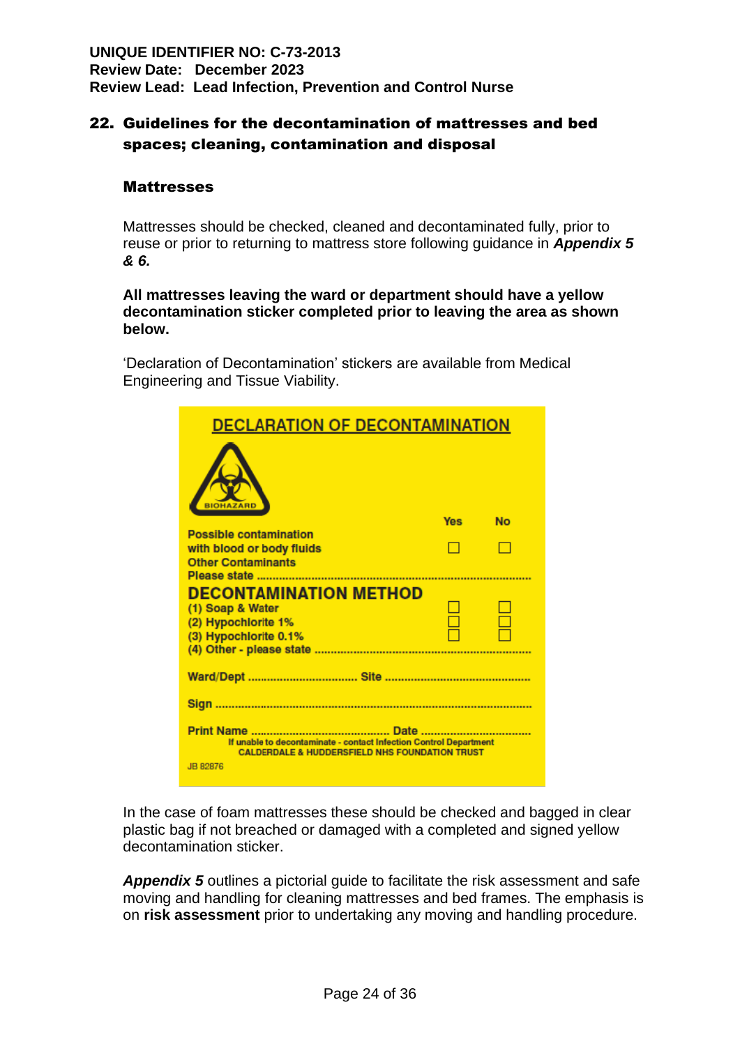## 22. Guidelines for the decontamination of mattresses and bed spaces; cleaning, contamination and disposal

### Mattresses

Mattresses should be checked, cleaned and decontaminated fully, prior to reuse or prior to returning to mattress store following guidance in ***Appendix 5 & 6.***

**All mattresses leaving the ward or department should have a yellow decontamination sticker completed prior to leaving the area as shown below.**

'Declaration of Decontamination' stickers are available from Medical Engineering and Tissue Viability.

**DECLARATION OF DECONTAMINATION**

BIOHAZARD

| | Yes | No |
|---|---|---|
| Possible contamination with blood or body fluids | ☐ | ☐ |
| Other Contaminants Please state ........................................ | | |
| **DECONTAMINATION METHOD** | | |
| (1) Soap & Water | ☐ | ☐ |
| (2) Hypochlorite 1% | ☐ | ☐ |
| (3) Hypochlorite 0.1% | ☐ | ☐ |
| (4) Other - please state ........................................ | | |

Ward/Dept .................................. Site ..............................................

Sign ..........................................................................................

Print Name ........................................... Date ..................................

If unable to decontaminate - contact Infection Control Department
CALDERDALE & HUDDERSFIELD NHS FOUNDATION TRUST

JB 82876

In the case of foam mattresses these should be checked and bagged in clear plastic bag if not breached or damaged with a completed and signed yellow decontamination sticker.

***Appendix 5*** outlines a pictorial guide to facilitate the risk assessment and safe moving and handling for cleaning mattresses and bed frames. The emphasis is on **risk assessment** prior to undertaking any moving and handling procedure.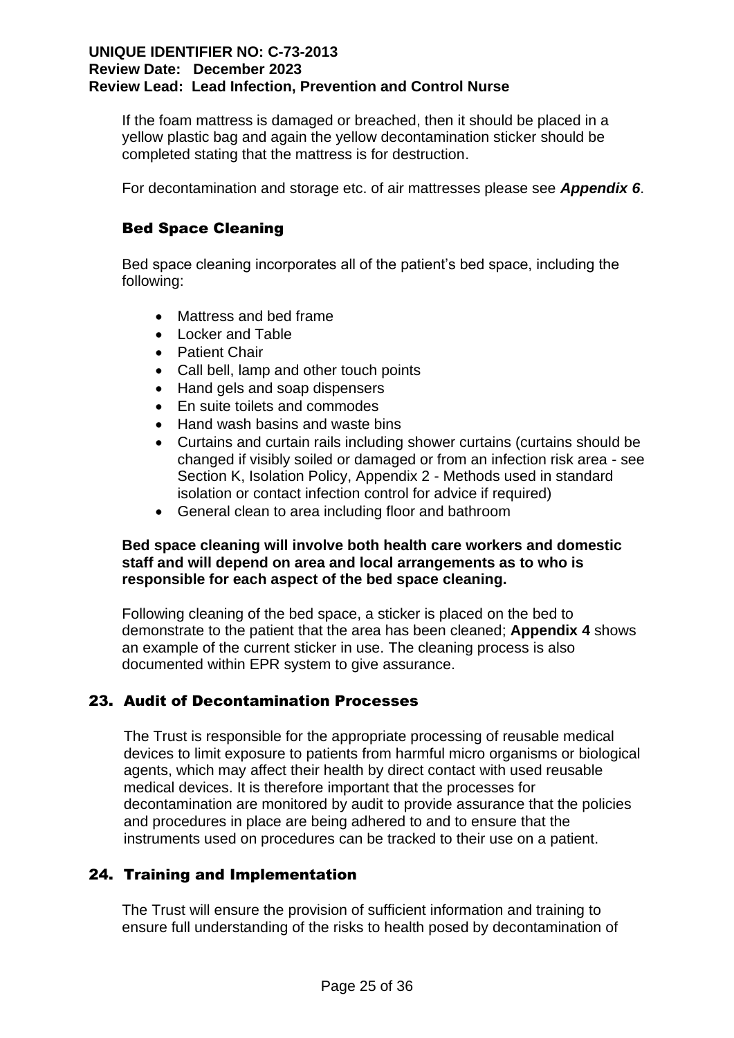If the foam mattress is damaged or breached, then it should be placed in a yellow plastic bag and again the yellow decontamination sticker should be completed stating that the mattress is for destruction.

For decontamination and storage etc. of air mattresses please see ***Appendix 6***.

### Bed Space Cleaning

Bed space cleaning incorporates all of the patient's bed space, including the following:

- Mattress and bed frame
- Locker and Table
- Patient Chair
- Call bell, lamp and other touch points
- Hand gels and soap dispensers
- En suite toilets and commodes
- Hand wash basins and waste bins
- Curtains and curtain rails including shower curtains (curtains should be changed if visibly soiled or damaged or from an infection risk area - see Section K, Isolation Policy, Appendix 2 - Methods used in standard isolation or contact infection control for advice if required)
- General clean to area including floor and bathroom

**Bed space cleaning will involve both health care workers and domestic staff and will depend on area and local arrangements as to who is responsible for each aspect of the bed space cleaning.**

Following cleaning of the bed space, a sticker is placed on the bed to demonstrate to the patient that the area has been cleaned; **Appendix 4** shows an example of the current sticker in use. The cleaning process is also documented within EPR system to give assurance.

## 23. Audit of Decontamination Processes

The Trust is responsible for the appropriate processing of reusable medical devices to limit exposure to patients from harmful micro organisms or biological agents, which may affect their health by direct contact with used reusable medical devices. It is therefore important that the processes for decontamination are monitored by audit to provide assurance that the policies and procedures in place are being adhered to and to ensure that the instruments used on procedures can be tracked to their use on a patient.

## 24. Training and Implementation

The Trust will ensure the provision of sufficient information and training to ensure full understanding of the risks to health posed by decontamination of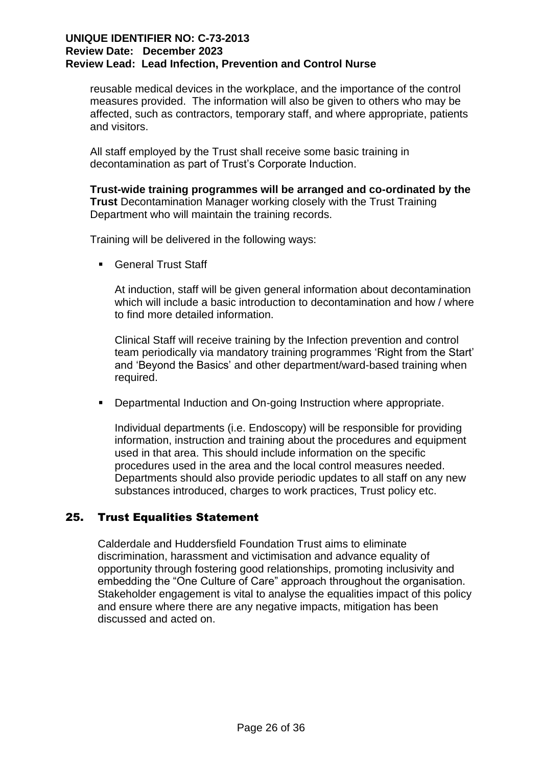reusable medical devices in the workplace, and the importance of the control measures provided. The information will also be given to others who may be affected, such as contractors, temporary staff, and where appropriate, patients and visitors.

All staff employed by the Trust shall receive some basic training in decontamination as part of Trust's Corporate Induction.

**Trust-wide training programmes will be arranged and co-ordinated by the Trust** Decontamination Manager working closely with the Trust Training Department who will maintain the training records.

Training will be delivered in the following ways:

- General Trust Staff

  At induction, staff will be given general information about decontamination which will include a basic introduction to decontamination and how / where to find more detailed information.

  Clinical Staff will receive training by the Infection prevention and control team periodically via mandatory training programmes 'Right from the Start' and 'Beyond the Basics' and other department/ward-based training when required.

- Departmental Induction and On-going Instruction where appropriate.

  Individual departments (i.e. Endoscopy) will be responsible for providing information, instruction and training about the procedures and equipment used in that area. This should include information on the specific procedures used in the area and the local control measures needed. Departments should also provide periodic updates to all staff on any new substances introduced, charges to work practices, Trust policy etc.

## 25. Trust Equalities Statement

Calderdale and Huddersfield Foundation Trust aims to eliminate discrimination, harassment and victimisation and advance equality of opportunity through fostering good relationships, promoting inclusivity and embedding the "One Culture of Care" approach throughout the organisation. Stakeholder engagement is vital to analyse the equalities impact of this policy and ensure where there are any negative impacts, mitigation has been discussed and acted on.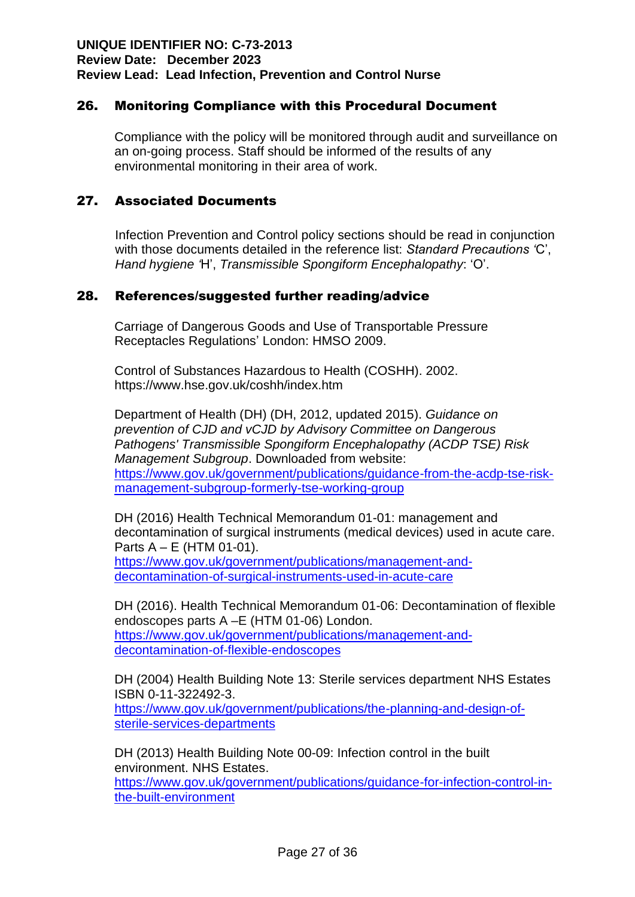## 26. Monitoring Compliance with this Procedural Document

Compliance with the policy will be monitored through audit and surveillance on an on-going process. Staff should be informed of the results of any environmental monitoring in their area of work.

## 27. Associated Documents

Infection Prevention and Control policy sections should be read in conjunction with those documents detailed in the reference list: *Standard Precautions '*C', *Hand hygiene '*H', *Transmissible Spongiform Encephalopathy*: 'O'.

## 28. References/suggested further reading/advice

Carriage of Dangerous Goods and Use of Transportable Pressure Receptacles Regulations' London: HMSO 2009.

Control of Substances Hazardous to Health (COSHH). 2002. https://www.hse.gov.uk/coshh/index.htm

Department of Health (DH) (DH, 2012, updated 2015). *Guidance on prevention of CJD and vCJD by Advisory Committee on Dangerous Pathogens' Transmissible Spongiform Encephalopathy (ACDP TSE) Risk Management Subgroup*. Downloaded from website: https://www.gov.uk/government/publications/guidance-from-the-acdp-tse-risk-management-subgroup-formerly-tse-working-group

DH (2016) Health Technical Memorandum 01-01: management and decontamination of surgical instruments (medical devices) used in acute care. Parts A – E (HTM 01-01). https://www.gov.uk/government/publications/management-and-decontamination-of-surgical-instruments-used-in-acute-care

DH (2016). Health Technical Memorandum 01-06: Decontamination of flexible endoscopes parts A –E (HTM 01-06) London. https://www.gov.uk/government/publications/management-and-decontamination-of-flexible-endoscopes

DH (2004) Health Building Note 13: Sterile services department NHS Estates ISBN 0-11-322492-3. https://www.gov.uk/government/publications/the-planning-and-design-of-sterile-services-departments

DH (2013) Health Building Note 00-09: Infection control in the built environment. NHS Estates. https://www.gov.uk/government/publications/guidance-for-infection-control-in-the-built-environment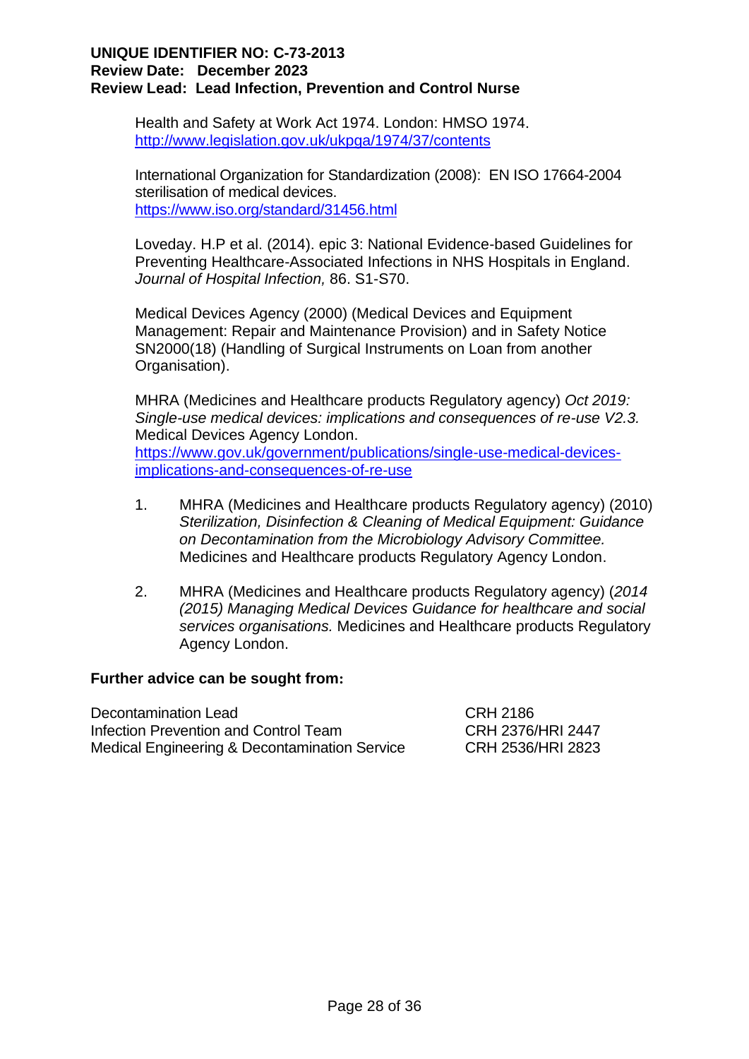Health and Safety at Work Act 1974. London: HMSO 1974. http://www.legislation.gov.uk/ukpga/1974/37/contents

International Organization for Standardization (2008): EN ISO 17664-2004 sterilisation of medical devices. https://www.iso.org/standard/31456.html

Loveday. H.P et al. (2014). epic 3: National Evidence-based Guidelines for Preventing Healthcare-Associated Infections in NHS Hospitals in England. *Journal of Hospital Infection,* 86. S1-S70.

Medical Devices Agency (2000) (Medical Devices and Equipment Management: Repair and Maintenance Provision) and in Safety Notice SN2000(18) (Handling of Surgical Instruments on Loan from another Organisation).

MHRA (Medicines and Healthcare products Regulatory agency) *Oct 2019: Single-use medical devices: implications and consequences of re-use V2.3.* Medical Devices Agency London. https://www.gov.uk/government/publications/single-use-medical-devices-implications-and-consequences-of-re-use

1. MHRA (Medicines and Healthcare products Regulatory agency) (2010) *Sterilization, Disinfection & Cleaning of Medical Equipment: Guidance on Decontamination from the Microbiology Advisory Committee.* Medicines and Healthcare products Regulatory Agency London.

2. MHRA (Medicines and Healthcare products Regulatory agency) (*2014 (2015) Managing Medical Devices Guidance for healthcare and social services organisations.* Medicines and Healthcare products Regulatory Agency London.

**Further advice can be sought from:**

| | |
|---|---|
| Decontamination Lead | CRH 2186 |
| Infection Prevention and Control Team | CRH 2376/HRI 2447 |
| Medical Engineering & Decontamination Service | CRH 2536/HRI 2823 |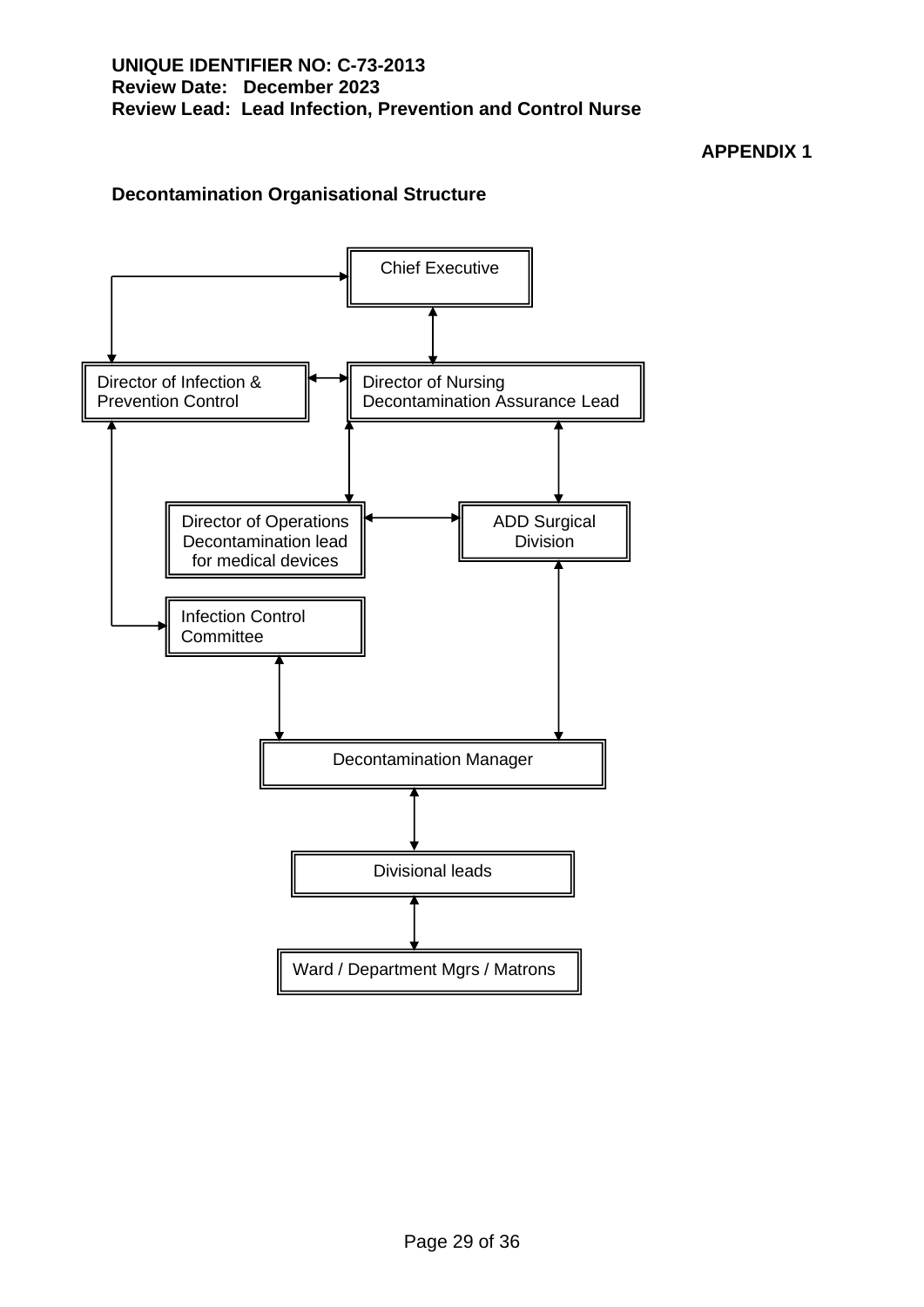**UNIQUE IDENTIFIER NO: C-73-2013**
**Review Date: December 2023**
**Review Lead: Lead Infection, Prevention and Control Nurse**

**APPENDIX 1**

## Decontamination Organisational Structure

Chief Executive

Director of Infection & Prevention Control

Director of Nursing
Decontamination Assurance Lead

Director of Operations
Decontamination lead for medical devices

ADD Surgical Division

Infection Control Committee

Decontamination Manager

Divisional leads

Ward / Department Mgrs / Matrons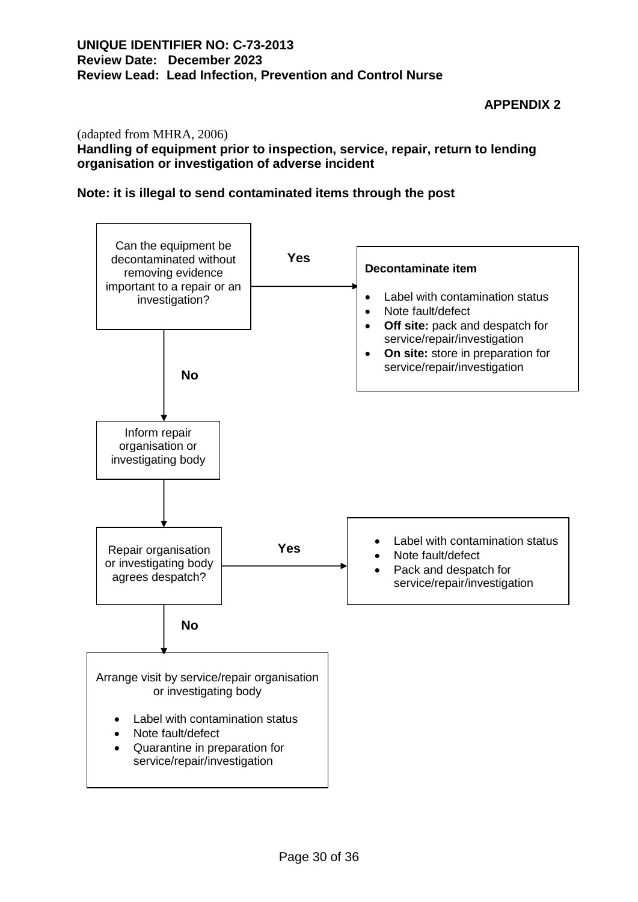**APPENDIX 2**

(adapted from MHRA, 2006)

**Handling of equipment prior to inspection, service, repair, return to lending organisation or investigation of adverse incident**

**Note: it is illegal to send contaminated items through the post**

Can the equipment be decontaminated without removing evidence important to a repair or an investigation?

**Yes** →

**Decontaminate item**

- Label with contamination status
- Note fault/defect
- **Off site:** pack and despatch for service/repair/investigation
- **On site:** store in preparation for service/repair/investigation

**No** ↓

Inform repair organisation or investigating body

↓

Repair organisation or investigating body agrees despatch?

**Yes** →

- Label with contamination status
- Note fault/defect
- Pack and despatch for service/repair/investigation

**No** ↓

Arrange visit by service/repair organisation or investigating body

- Label with contamination status
- Note fault/defect
- Quarantine in preparation for service/repair/investigation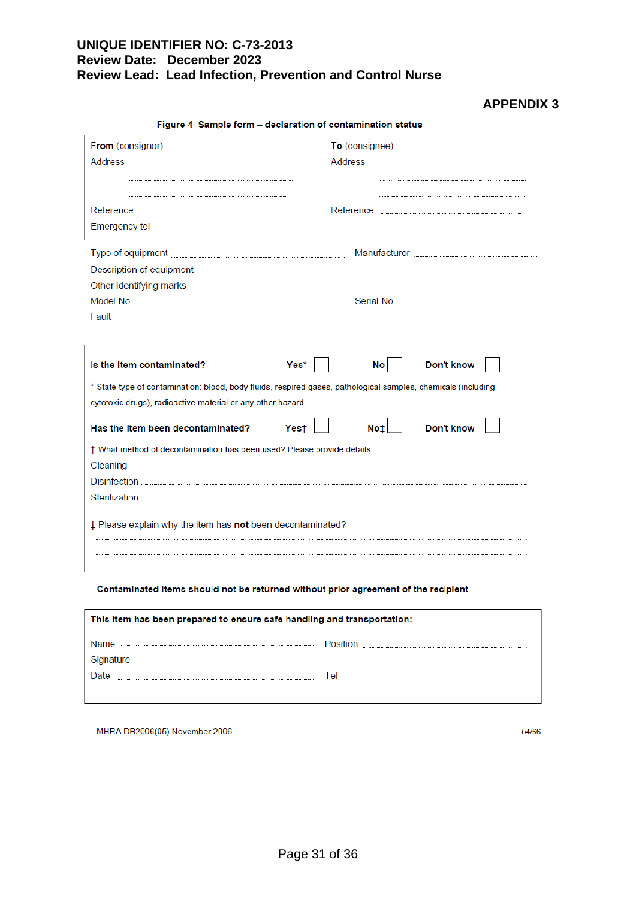**UNIQUE IDENTIFIER NO: C-73-2013**
**Review Date: December 2023**
**Review Lead: Lead Infection, Prevention and Control Nurse**

## APPENDIX 3

**Figure 4 Sample form – declaration of contamination status**

| **From** (consignor): ........................ | **To** (consignee): ........................ |
|---|---|
| Address ........................ | Address ........................ |
| ........................ | ........................ |
| ........................ | ........................ |
| Reference ........................ | Reference ........................ |
| Emergency tel ........................ | |

Type of equipment ........................ Manufacturer ........................

Description of equipment........................

Other identifying marks........................

Model No. ........................ Serial No. ........................

Fault ........................

**Is the item contaminated?** **Yes*** ☐ **No** ☐ **Don't know** ☐

* State type of contamination: blood, body fluids, respired gases, pathological samples, chemicals (including cytotoxic drugs), radioactive material or any other hazard ........................

**Has the item been decontaminated?** **Yes†** ☐ **No‡** ☐ **Don't know** ☐

† What method of decontamination has been used? Please provide details

Cleaning ........................

Disinfection ........................

Sterilization ........................

‡ Please explain why the item has **not** been decontaminated?

........................

........................

**Contaminated items should not be returned without prior agreement of the recipient**

**This item has been prepared to ensure safe handling and transportation:**

| Name ........................ | Position ........................ |
|---|---|
| Signature ........................ | |
| Date ........................ | Tel........................ |

MHRA DB2006(05) November 2006 54/66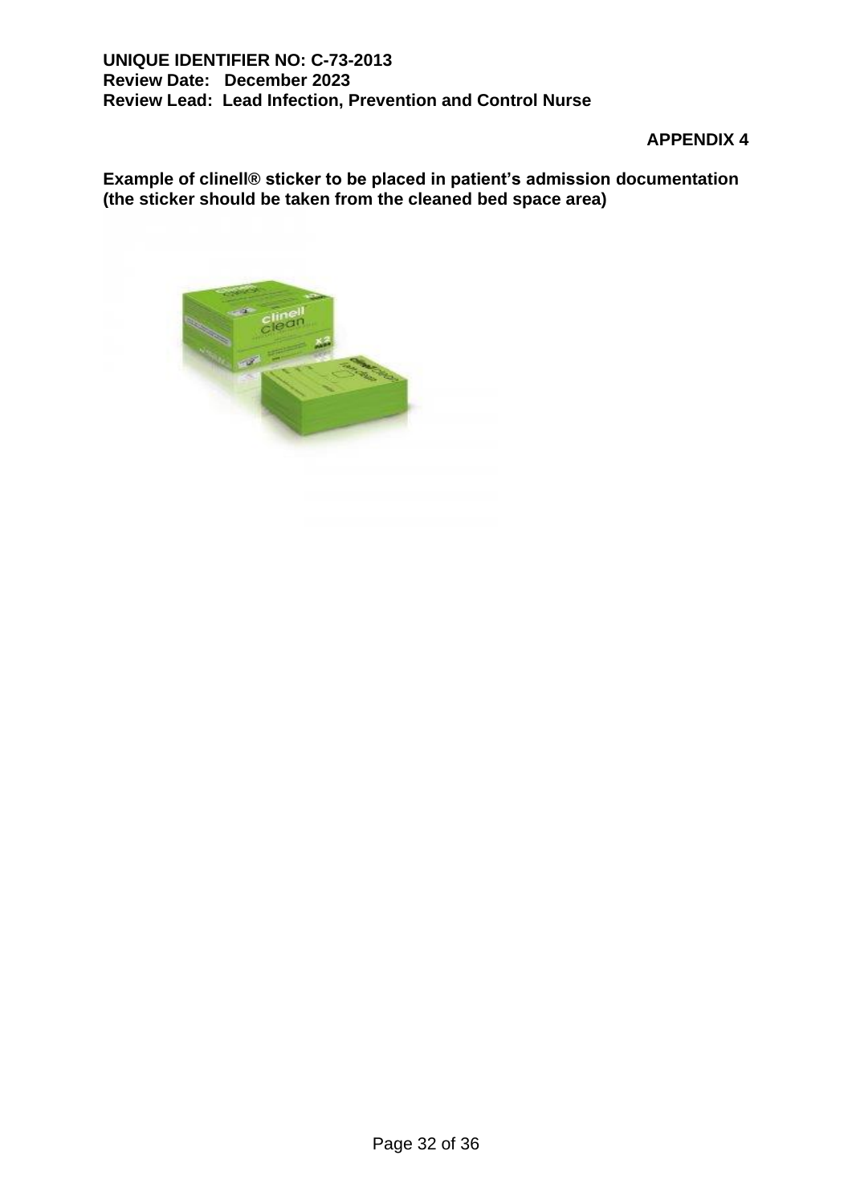**APPENDIX 4**

**Example of clinell® sticker to be placed in patient's admission documentation (the sticker should be taken from the cleaned bed space area)**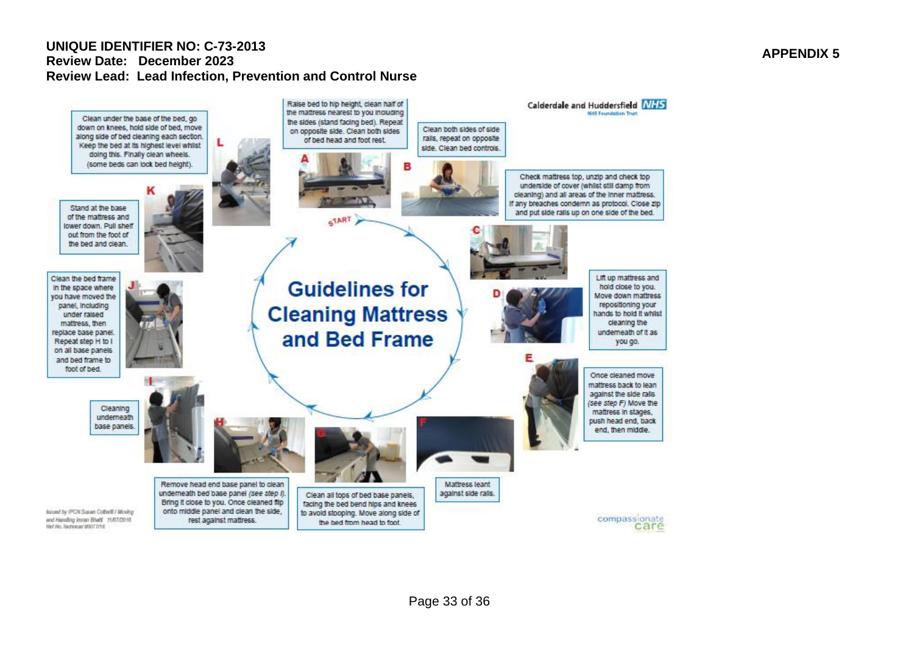**UNIQUE IDENTIFIER NO: C-73-2013**
**Review Date: December 2023**
**Review Lead: Lead Infection, Prevention and Control Nurse**

**APPENDIX 5**

Calderdale and Huddersfield NHS
NHS Foundation Trust

# Guidelines for Cleaning Mattress and Bed Frame

START

**A** Raise bed to hip height, clean half of the mattress nearest to you including the sides (stand facing bed). Repeat on opposite side. Clean both sides of bed head and foot rest.

**B** Clean both sides of side rails, repeat on opposite side. Clean bed controls.

**C** Check mattress top, unzip and check top underside of cover (whilst still damp from cleaning) and all areas of the inner mattress. If any breaches condemn as protocol. Close zip and put side rails up on one side of the bed.

**D** Lift up mattress and hold close to you. Move down mattress repositioning your hands to hold it whilst cleaning the underneath of it as you go.

**E** Once cleaned move mattress back to lean against the side rails *(see step F)* Move the mattress in stages, push head end, back end, then middle.

**F** Mattress leant against side rails.

**G** Clean all tops of bed base panels, facing the bed bend hips and knees to avoid stooping. Move along side of the bed from head to foot.

**H** Remove head end base panel to clean underneath bed base panel *(see step I)*. Bring it close to you. Once cleaned flip onto middle panel and clean the side, rest against mattress.

**I** Cleaning underneath base panels.

**J** Clean the bed frame in the space where you have moved the panel, including under raised mattress, then replace base panel. Repeat step H to I on all base panels and bed frame to foot of bed.

**K** Stand at the base of the mattress and lower down. Pull shelf out from the foot of the bed and clean.

**L** Clean under the base of the bed, go down on knees, hold side of bed, move along side of bed cleaning each section. Keep the bed at its highest level whilst doing this. Finally clean wheels. (some beds can lock bed height).

Issued by IPCN Susan Cotterill / Moving and Handling Imran Bhatti 11/07/2016
Ref No. Technical 95077/16

compassionate care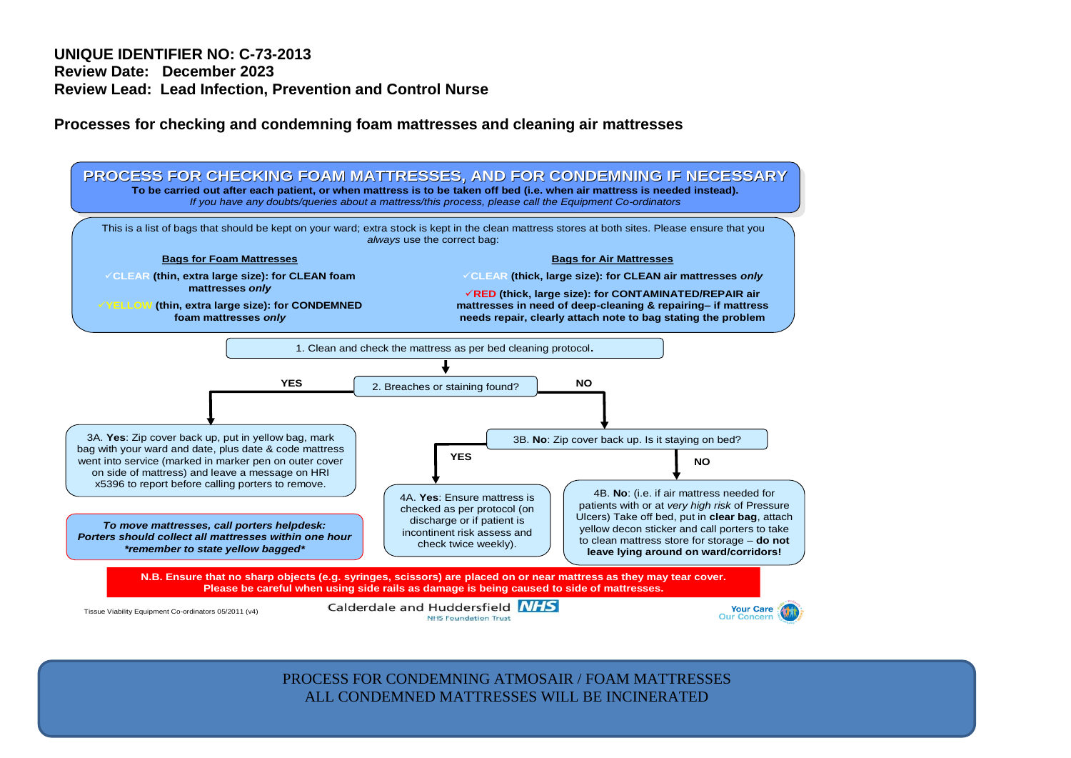**UNIQUE IDENTIFIER NO: C-73-2013**
**Review Date: December 2023**
**Review Lead: Lead Infection, Prevention and Control Nurse**

**Processes for checking and condemning foam mattresses and cleaning air mattresses**

## PROCESS FOR CHECKING FOAM MATTRESSES, AND FOR CONDEMNING IF NECESSARY

**To be carried out after each patient, or when mattress is to be taken off bed (i.e. when air mattress is needed instead).**
*If you have any doubts/queries about a mattress/this process, please call the Equipment Co-ordinators*

This is a list of bags that should be kept on your ward; extra stock is kept in the clean mattress stores at both sites. Please ensure that you *always* use the correct bag:

**Bags for Foam Mattresses**

- ✓**CLEAR (thin, extra large size): for CLEAN foam mattresses *only***
- ✓**YELLOW (thin, extra large size): for CONDEMNED foam mattresses *only***

**Bags for Air Mattresses**

- ✓**CLEAR (thick, large size): for CLEAN air mattresses *only***
- ✓**RED (thick, large size): for CONTAMINATED/REPAIR air mattresses in need of deep-cleaning & repairing– if mattress needs repair, clearly attach note to bag stating the problem**

1. Clean and check the mattress as per bed cleaning protocol.

2. Breaches or staining found?

- **YES** → 3A. **Yes**: Zip cover back up, put in yellow bag, mark bag with your ward and date, plus date & code mattress went into service (marked in marker pen on outer cover on side of mattress) and leave a message on HRI x5396 to report before calling porters to remove.
- **NO** → 3B. **No**: Zip cover back up. Is it staying on bed?
  - **YES** → 4A. **Yes**: Ensure mattress is checked as per protocol (on discharge or if patient is incontinent risk assess and check twice weekly).
  - **NO** → 4B. **No**: (i.e. if air mattress needed for patients with or at *very high risk* of Pressure Ulcers) Take off bed, put in **clear bag**, attach yellow decon sticker and call porters to take to clean mattress store for storage – **do not leave lying around on ward/corridors!**

***To move mattresses, call porters helpdesk: Porters should collect all mattresses within one hour *remember to state yellow bagged****

**N.B. Ensure that no sharp objects (e.g. syringes, scissors) are placed on or near mattress as they may tear cover. Please be careful when using side rails as damage is being caused to side of mattresses.**

Tissue Viability Equipment Co-ordinators 05/2011 (v4)

Calderdale and Huddersfield NHS Foundation Trust

Your Care Our Concern

PROCESS FOR CONDEMNING ATMOSAIR / FOAM MATTRESSES
ALL CONDEMNED MATTRESSES WILL BE INCINERATED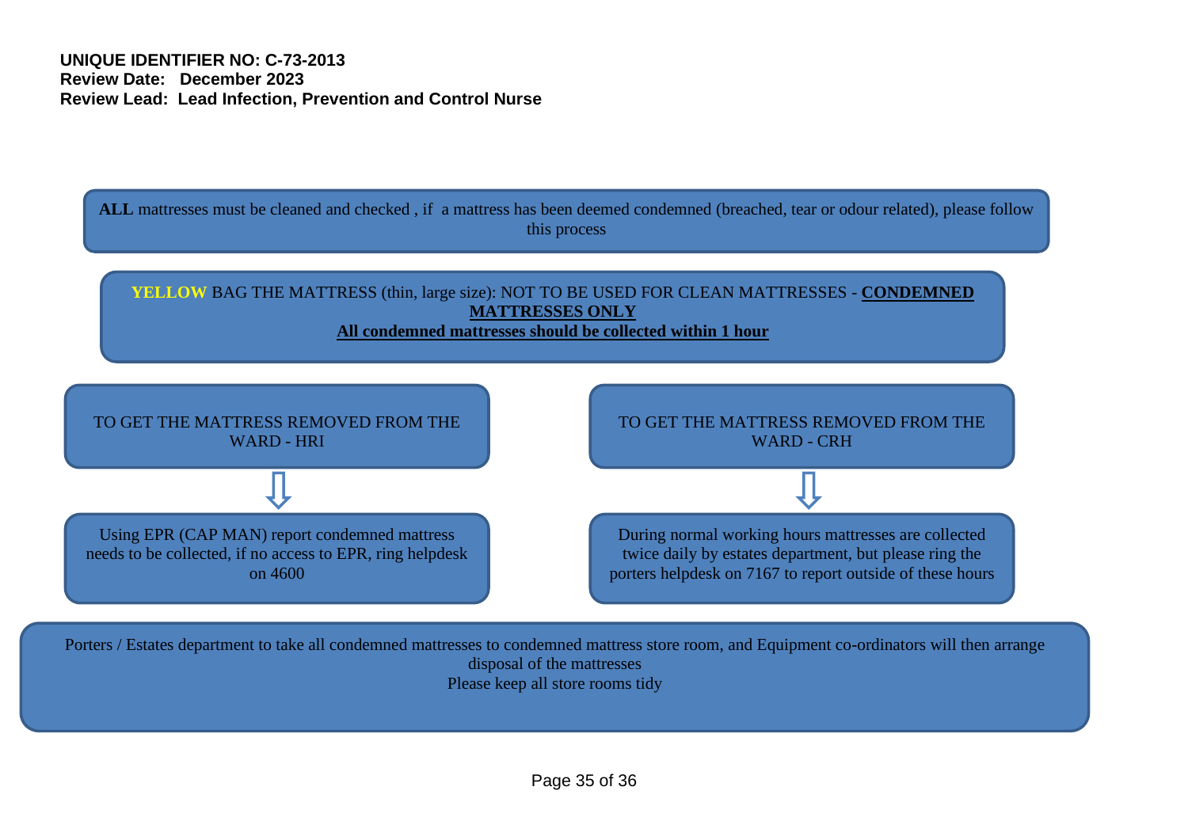**UNIQUE IDENTIFIER NO: C-73-2013**
**Review Date: December 2023**
**Review Lead: Lead Infection, Prevention and Control Nurse**

**ALL** mattresses must be cleaned and checked , if a mattress has been deemed condemned (breached, tear or odour related), please follow this process

**YELLOW** BAG THE MATTRESS (thin, large size): NOT TO BE USED FOR CLEAN MATTRESSES - **CONDEMNED MATTRESSES ONLY**
**All condemned mattresses should be collected within 1 hour**

TO GET THE MATTRESS REMOVED FROM THE WARD - HRI

⇩

Using EPR (CAP MAN) report condemned mattress needs to be collected, if no access to EPR, ring helpdesk on 4600

TO GET THE MATTRESS REMOVED FROM THE WARD - CRH

⇩

During normal working hours mattresses are collected twice daily by estates department, but please ring the porters helpdesk on 7167 to report outside of these hours

Porters / Estates department to take all condemned mattresses to condemned mattress store room, and Equipment co-ordinators will then arrange disposal of the mattresses
Please keep all store rooms tidy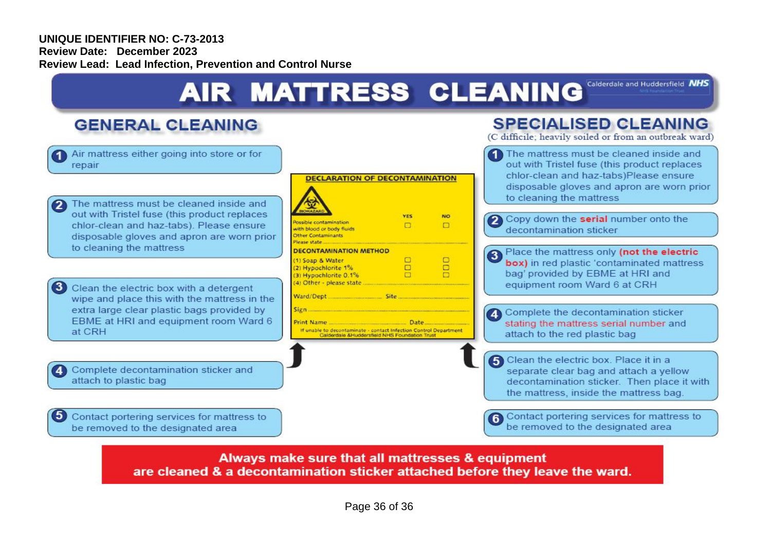**UNIQUE IDENTIFIER NO: C-73-2013**
**Review Date: December 2023**
**Review Lead: Lead Infection, Prevention and Control Nurse**

# AIR MATTRESS CLEANING

Calderdale and Huddersfield NHS

## GENERAL CLEANING

1. Air mattress either going into store or for repair
2. The mattress must be cleaned inside and out with Tristel fuse (this product replaces chlor-clean and haz-tabs). Please ensure disposable gloves and apron are worn prior to cleaning the mattress
3. Clean the electric box with a detergent wipe and place this with the mattress in the extra large clear plastic bags provided by EBME at HRI and equipment room Ward 6 at CRH
4. Complete decontamination sticker and attach to plastic bag
5. Contact portering services for mattress to be removed to the designated area

## SPECIALISED CLEANING

(C difficile; heavily soiled or from an outbreak ward)

1. The mattress must be cleaned inside and out with Tristel fuse (this product replaces chlor-clean and haz-tabs)Please ensure disposable gloves and apron are worn prior to cleaning the mattress
2. Copy down the **serial** number onto the decontamination sticker
3. Place the mattress only **(not the electric box)** in red plastic 'contaminated mattress bag' provided by EBME at HRI and equipment room Ward 6 at CRH
4. Complete the decontamination sticker stating the mattress serial number and attach to the red plastic bag
5. Clean the electric box. Place it in a separate clear bag and attach a yellow decontamination sticker. Then place it with the mattress, inside the mattress bag.
6. Contact portering services for mattress to be removed to the designated area

### DECLARATION OF DECONTAMINATION

BIOHAZARD

| | YES | NO |
|---|---|---|
| Possible contamination with blood or body fluids | ☐ | ☐ |
| Other Contaminants Please state ........ | | |
| **DECONTAMINATION METHOD** | | |
| (1) Soap & Water | ☐ | ☐ |
| (2) Hypochlorite 1% | ☐ | ☐ |
| (3) Hypochlorite 0.1% | ☐ | ☐ |
| (4) Other - please state ........ | | |

Ward/Dept ........ Site ........

Sign ........

Print Name ........ Date ........

If unable to decontaminate - contact Infection Control Department Calderdale &Huddersfield NHS Foundation Trust

**Always make sure that all mattresses & equipment are cleaned & a decontamination sticker attached before they leave the ward.**